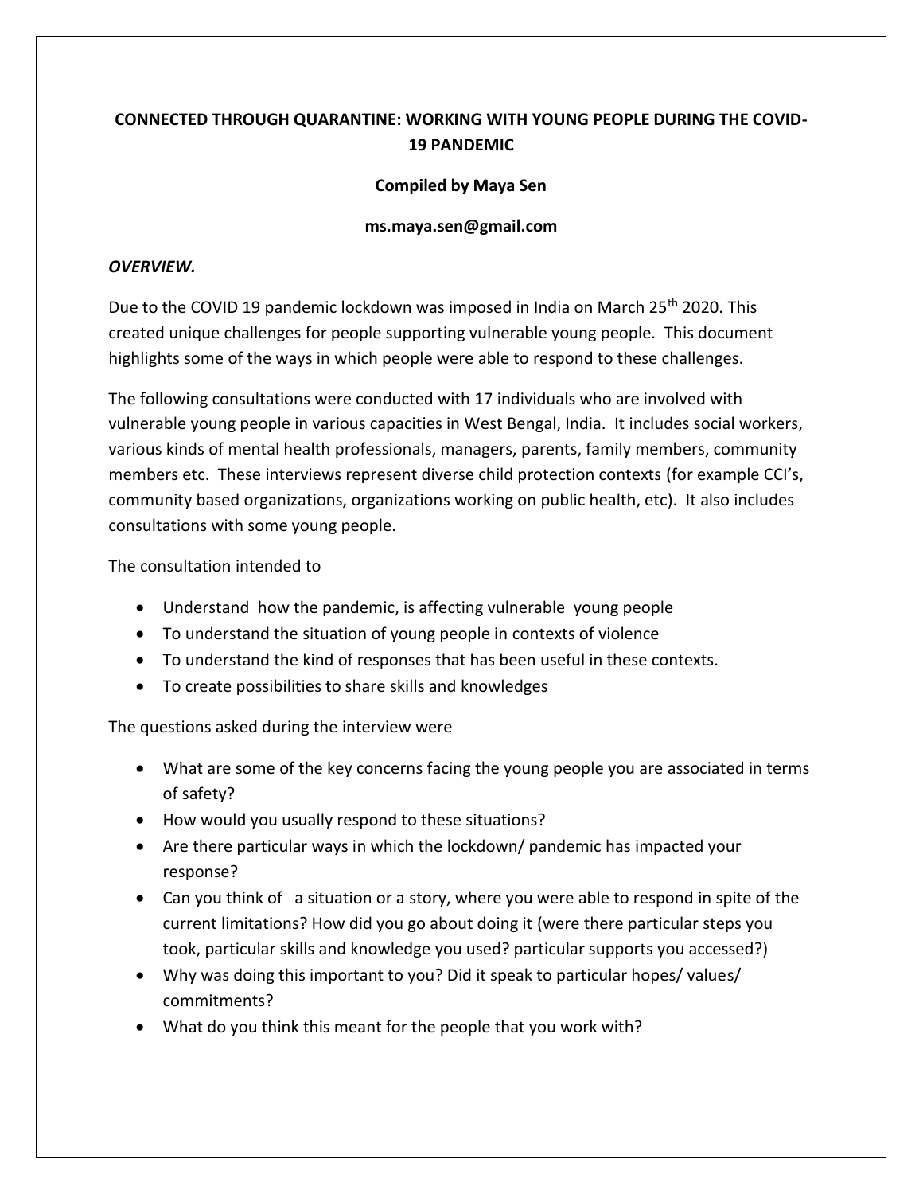# CONNECTED THROUGH QUARANTINE: WORKING WITH YOUNG PEOPLE DURING THE COVID-19 PANDEMIC

**Compiled by Maya Sen**

**ms.maya.sen@gmail.com**

***OVERVIEW.***

Due to the COVID 19 pandemic lockdown was imposed in India on March 25th 2020. This created unique challenges for people supporting vulnerable young people. This document highlights some of the ways in which people were able to respond to these challenges.

The following consultations were conducted with 17 individuals who are involved with vulnerable young people in various capacities in West Bengal, India. It includes social workers, various kinds of mental health professionals, managers, parents, family members, community members etc. These interviews represent diverse child protection contexts (for example CCI's, community based organizations, organizations working on public health, etc). It also includes consultations with some young people.

The consultation intended to

- Understand how the pandemic, is affecting vulnerable young people
- To understand the situation of young people in contexts of violence
- To understand the kind of responses that has been useful in these contexts.
- To create possibilities to share skills and knowledges

The questions asked during the interview were

- What are some of the key concerns facing the young people you are associated in terms of safety?
- How would you usually respond to these situations?
- Are there particular ways in which the lockdown/ pandemic has impacted your response?
- Can you think of a situation or a story, where you were able to respond in spite of the current limitations? How did you go about doing it (were there particular steps you took, particular skills and knowledge you used? particular supports you accessed?)
- Why was doing this important to you? Did it speak to particular hopes/ values/ commitments?
- What do you think this meant for the people that you work with?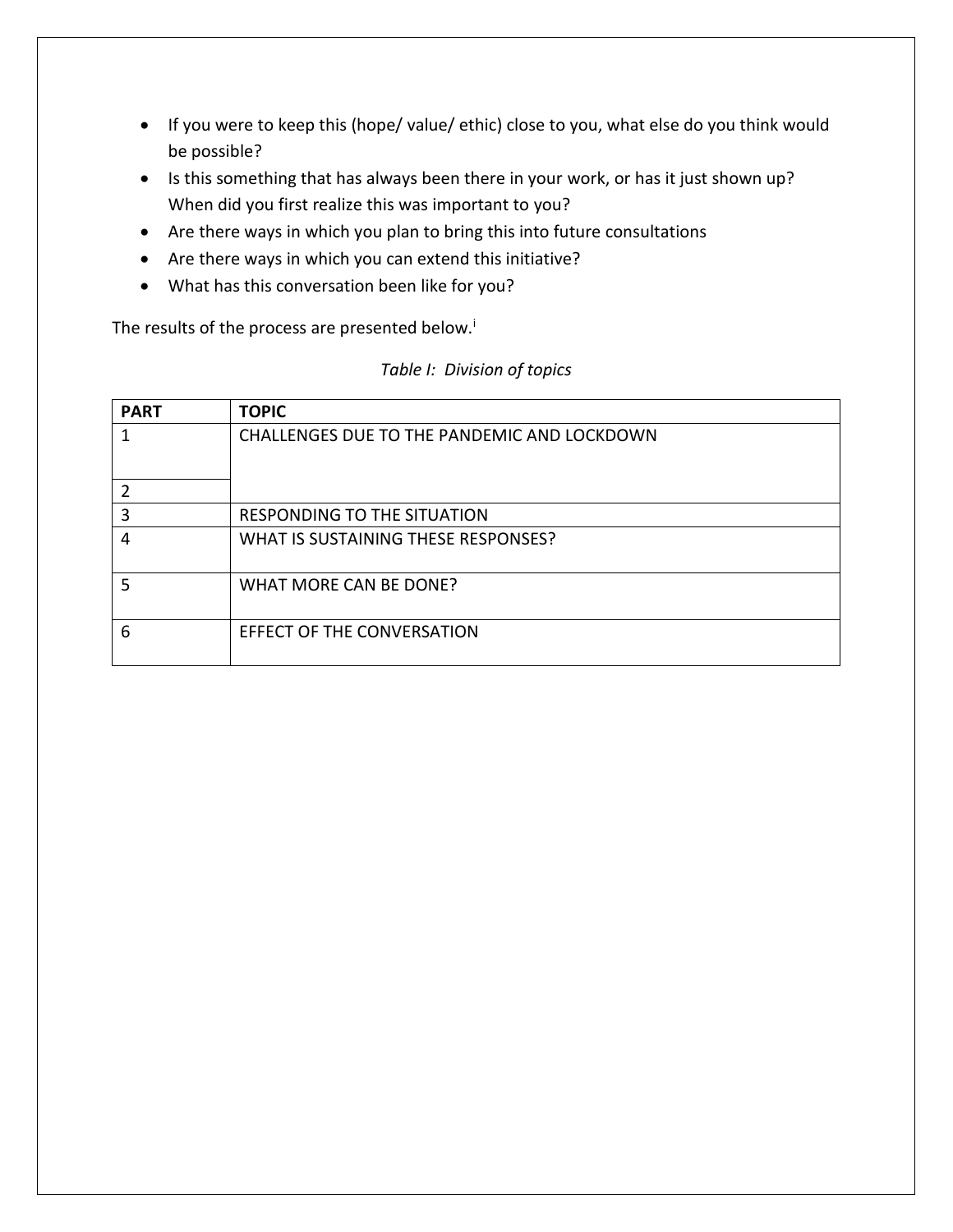- If you were to keep this (hope/ value/ ethic) close to you, what else do you think would be possible?
- Is this something that has always been there in your work, or has it just shown up? When did you first realize this was important to you?
- Are there ways in which you plan to bring this into future consultations
- Are there ways in which you can extend this initiative?
- What has this conversation been like for you?

The results of the process are presented below.[i]

*Table I: Division of topics*

| PART | TOPIC |
|---|---|
| 1 | CHALLENGES DUE TO THE PANDEMIC AND LOCKDOWN |
| 2 | |
| 3 | RESPONDING TO THE SITUATION |
| 4 | WHAT IS SUSTAINING THESE RESPONSES? |
| 5 | WHAT MORE CAN BE DONE? |
| 6 | EFFECT OF THE CONVERSATION |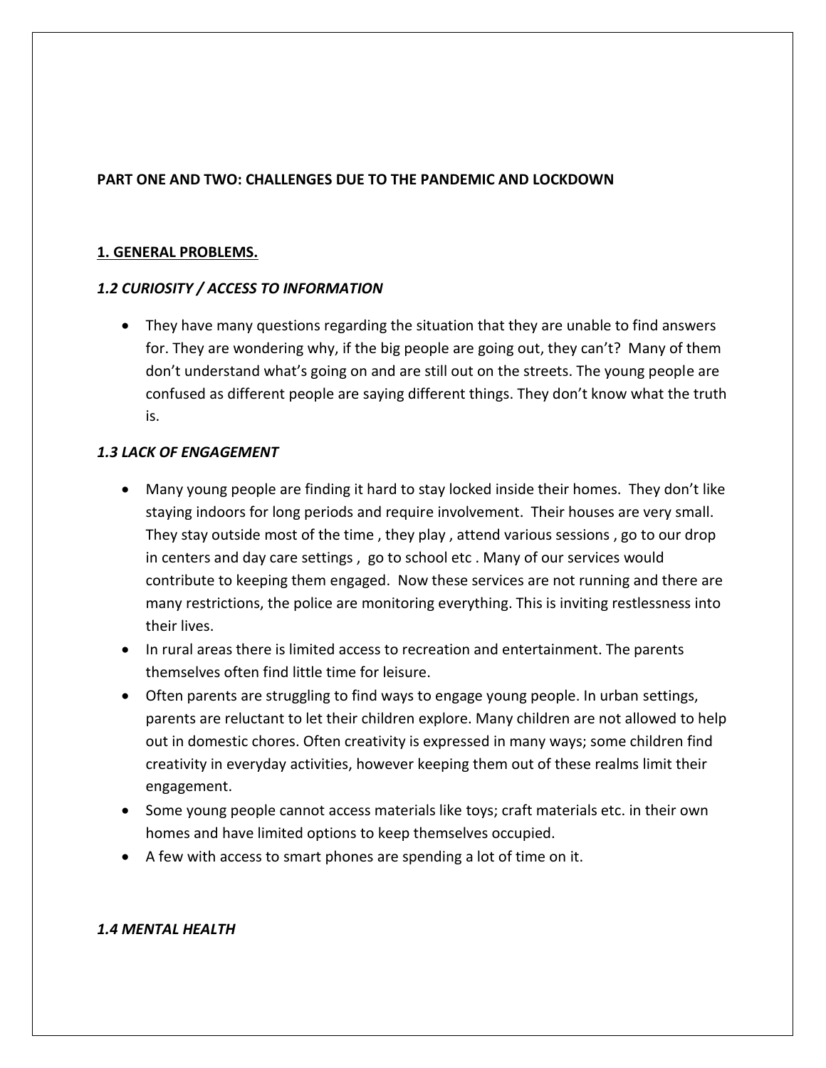**PART ONE AND TWO: CHALLENGES DUE TO THE PANDEMIC AND LOCKDOWN**

## 1. GENERAL PROBLEMS.

### *1.2 CURIOSITY / ACCESS TO INFORMATION*

- They have many questions regarding the situation that they are unable to find answers for. They are wondering why, if the big people are going out, they can't? Many of them don't understand what's going on and are still out on the streets. The young people are confused as different people are saying different things. They don't know what the truth is.

### *1.3 LACK OF ENGAGEMENT*

- Many young people are finding it hard to stay locked inside their homes. They don't like staying indoors for long periods and require involvement. Their houses are very small. They stay outside most of the time , they play , attend various sessions , go to our drop in centers and day care settings , go to school etc . Many of our services would contribute to keeping them engaged. Now these services are not running and there are many restrictions, the police are monitoring everything. This is inviting restlessness into their lives.
- In rural areas there is limited access to recreation and entertainment. The parents themselves often find little time for leisure.
- Often parents are struggling to find ways to engage young people. In urban settings, parents are reluctant to let their children explore. Many children are not allowed to help out in domestic chores. Often creativity is expressed in many ways; some children find creativity in everyday activities, however keeping them out of these realms limit their engagement.
- Some young people cannot access materials like toys; craft materials etc. in their own homes and have limited options to keep themselves occupied.
- A few with access to smart phones are spending a lot of time on it.

### *1.4 MENTAL HEALTH*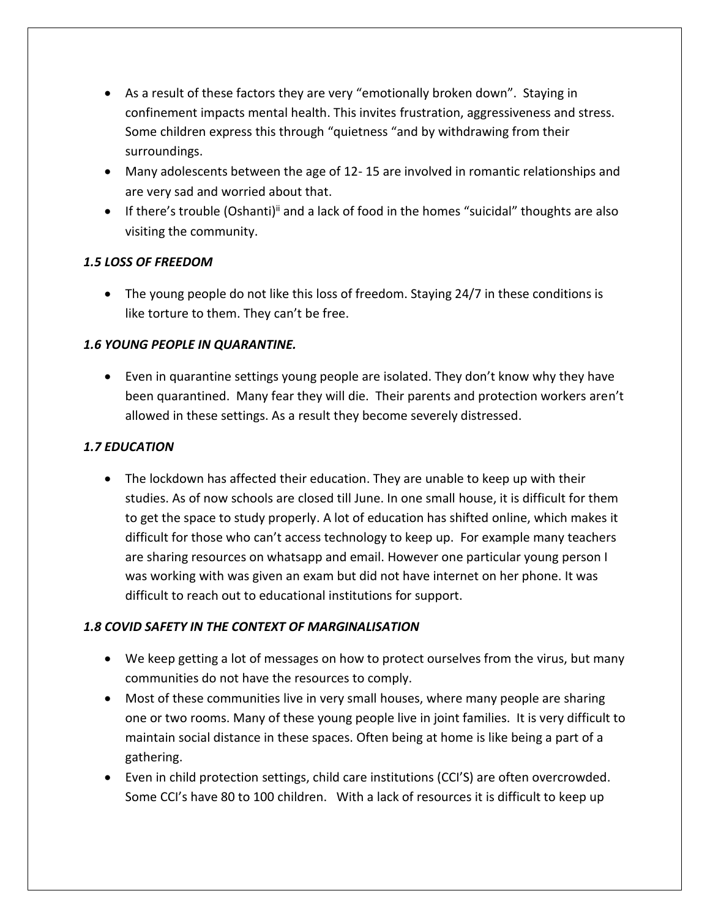- As a result of these factors they are very "emotionally broken down". Staying in confinement impacts mental health. This invites frustration, aggressiveness and stress. Some children express this through "quietness "and by withdrawing from their surroundings.
- Many adolescents between the age of 12- 15 are involved in romantic relationships and are very sad and worried about that.
- If there's trouble (Oshanti)[ii] and a lack of food in the homes "suicidal" thoughts are also visiting the community.

### *1.5 LOSS OF FREEDOM*

- The young people do not like this loss of freedom. Staying 24/7 in these conditions is like torture to them. They can't be free.

### *1.6 YOUNG PEOPLE IN QUARANTINE.*

- Even in quarantine settings young people are isolated. They don't know why they have been quarantined. Many fear they will die. Their parents and protection workers aren't allowed in these settings. As a result they become severely distressed.

### *1.7 EDUCATION*

- The lockdown has affected their education. They are unable to keep up with their studies. As of now schools are closed till June. In one small house, it is difficult for them to get the space to study properly. A lot of education has shifted online, which makes it difficult for those who can't access technology to keep up. For example many teachers are sharing resources on whatsapp and email. However one particular young person I was working with was given an exam but did not have internet on her phone. It was difficult to reach out to educational institutions for support.

### *1.8 COVID SAFETY IN THE CONTEXT OF MARGINALISATION*

- We keep getting a lot of messages on how to protect ourselves from the virus, but many communities do not have the resources to comply.
- Most of these communities live in very small houses, where many people are sharing one or two rooms. Many of these young people live in joint families. It is very difficult to maintain social distance in these spaces. Often being at home is like being a part of a gathering.
- Even in child protection settings, child care institutions (CCI'S) are often overcrowded. Some CCI's have 80 to 100 children. With a lack of resources it is difficult to keep up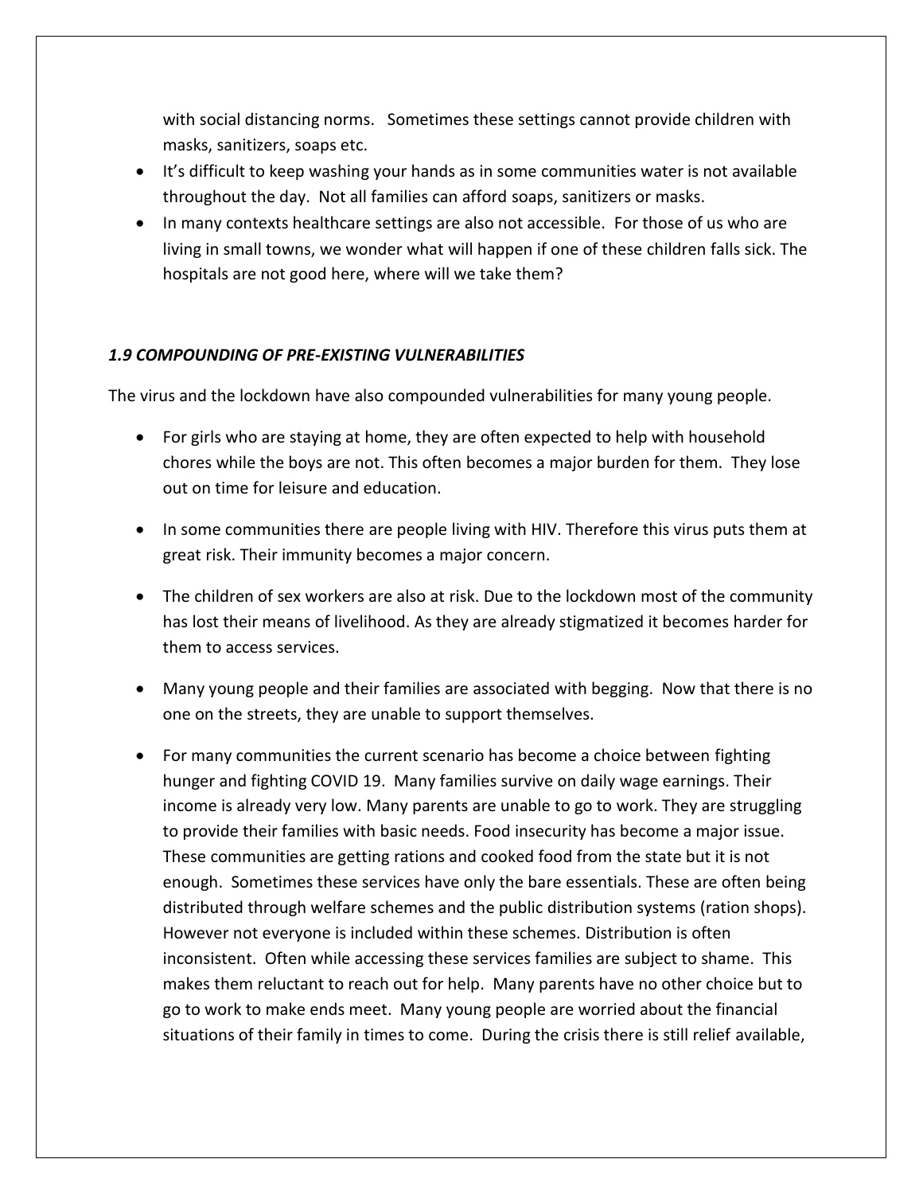with social distancing norms. Sometimes these settings cannot provide children with masks, sanitizers, soaps etc.

- It's difficult to keep washing your hands as in some communities water is not available throughout the day. Not all families can afford soaps, sanitizers or masks.
- In many contexts healthcare settings are also not accessible. For those of us who are living in small towns, we wonder what will happen if one of these children falls sick. The hospitals are not good here, where will we take them?

### *1.9 COMPOUNDING OF PRE-EXISTING VULNERABILITIES*

The virus and the lockdown have also compounded vulnerabilities for many young people.

- For girls who are staying at home, they are often expected to help with household chores while the boys are not. This often becomes a major burden for them. They lose out on time for leisure and education.

- In some communities there are people living with HIV. Therefore this virus puts them at great risk. Their immunity becomes a major concern.

- The children of sex workers are also at risk. Due to the lockdown most of the community has lost their means of livelihood. As they are already stigmatized it becomes harder for them to access services.

- Many young people and their families are associated with begging. Now that there is no one on the streets, they are unable to support themselves.

- For many communities the current scenario has become a choice between fighting hunger and fighting COVID 19. Many families survive on daily wage earnings. Their income is already very low. Many parents are unable to go to work. They are struggling to provide their families with basic needs. Food insecurity has become a major issue. These communities are getting rations and cooked food from the state but it is not enough. Sometimes these services have only the bare essentials. These are often being distributed through welfare schemes and the public distribution systems (ration shops). However not everyone is included within these schemes. Distribution is often inconsistent. Often while accessing these services families are subject to shame. This makes them reluctant to reach out for help. Many parents have no other choice but to go to work to make ends meet. Many young people are worried about the financial situations of their family in times to come. During the crisis there is still relief available,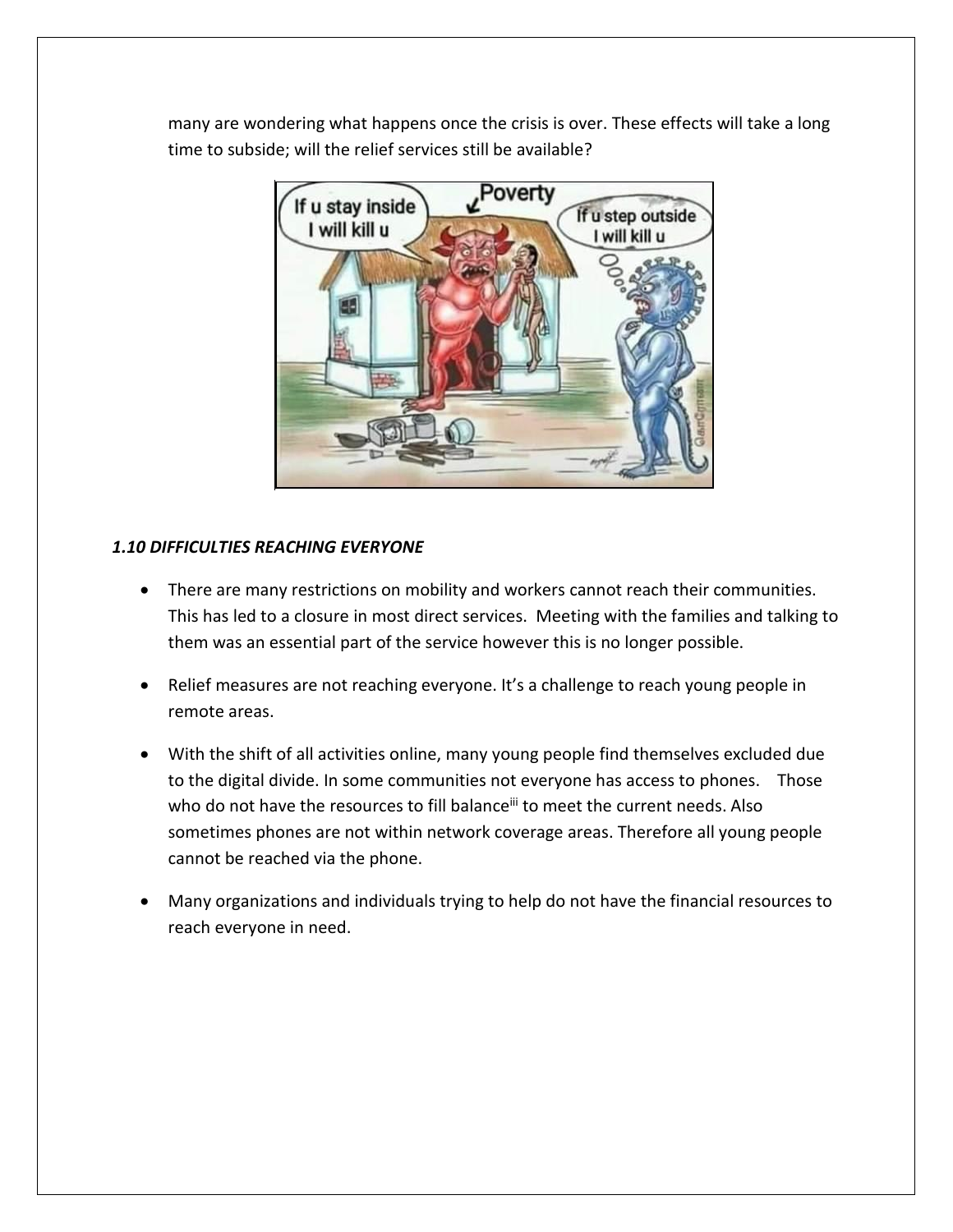many are wondering what happens once the crisis is over. These effects will take a long time to subside; will the relief services still be available?

### *1.10 DIFFICULTIES REACHING EVERYONE*

- There are many restrictions on mobility and workers cannot reach their communities. This has led to a closure in most direct services. Meeting with the families and talking to them was an essential part of the service however this is no longer possible.
- Relief measures are not reaching everyone. It's a challenge to reach young people in remote areas.
- With the shift of all activities online, many young people find themselves excluded due to the digital divide. In some communities not everyone has access to phones. Those who do not have the resources to fill balance[iii] to meet the current needs. Also sometimes phones are not within network coverage areas. Therefore all young people cannot be reached via the phone.
- Many organizations and individuals trying to help do not have the financial resources to reach everyone in need.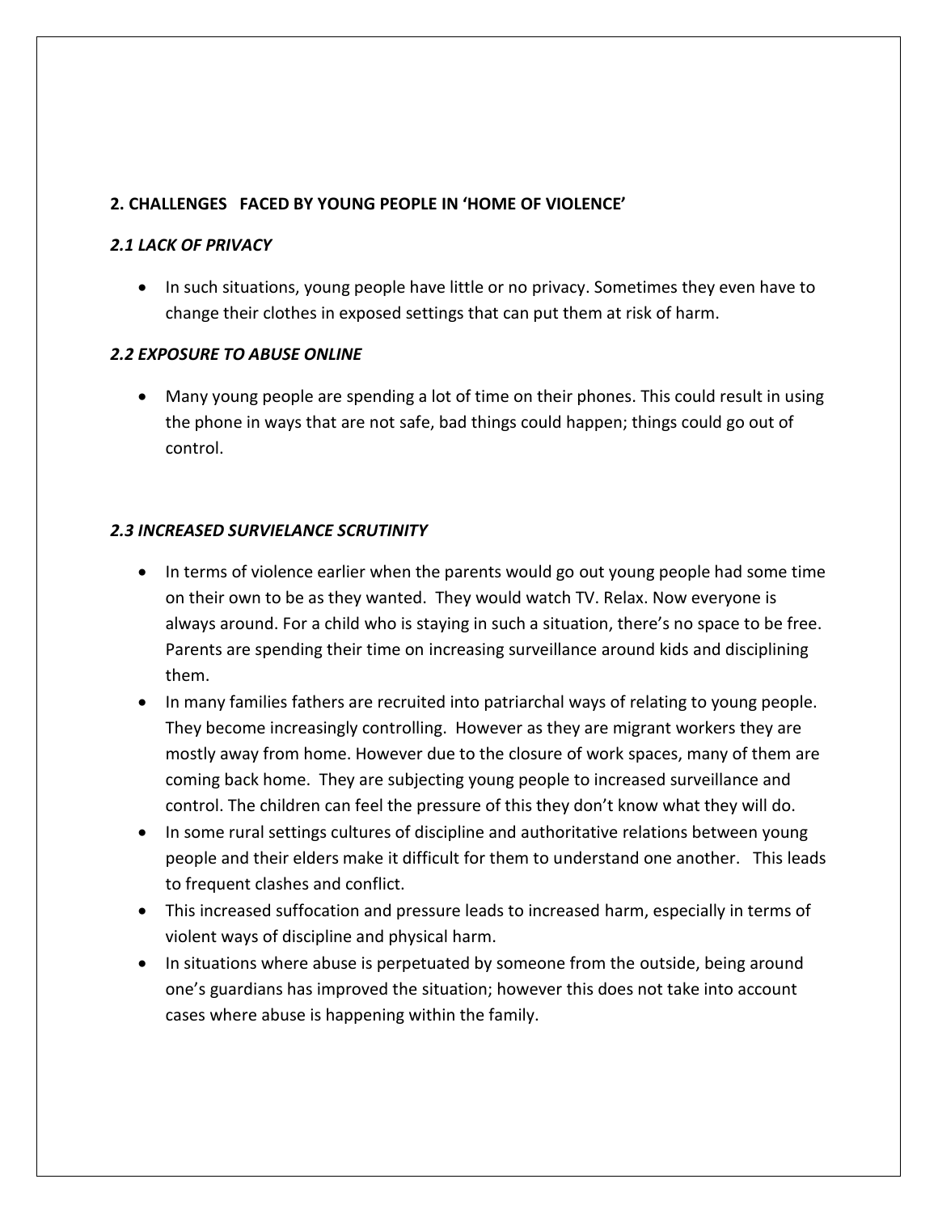## 2. CHALLENGES   FACED BY YOUNG PEOPLE IN 'HOME OF VIOLENCE'

### *2.1 LACK OF PRIVACY*

- In such situations, young people have little or no privacy. Sometimes they even have to change their clothes in exposed settings that can put them at risk of harm.

### *2.2 EXPOSURE TO ABUSE ONLINE*

- Many young people are spending a lot of time on their phones. This could result in using the phone in ways that are not safe, bad things could happen; things could go out of control.

### *2.3 INCREASED SURVIELANCE SCRUTINITY*

- In terms of violence earlier when the parents would go out young people had some time on their own to be as they wanted. They would watch TV. Relax. Now everyone is always around. For a child who is staying in such a situation, there's no space to be free. Parents are spending their time on increasing surveillance around kids and disciplining them.
- In many families fathers are recruited into patriarchal ways of relating to young people. They become increasingly controlling. However as they are migrant workers they are mostly away from home. However due to the closure of work spaces, many of them are coming back home. They are subjecting young people to increased surveillance and control. The children can feel the pressure of this they don't know what they will do.
- In some rural settings cultures of discipline and authoritative relations between young people and their elders make it difficult for them to understand one another. This leads to frequent clashes and conflict.
- This increased suffocation and pressure leads to increased harm, especially in terms of violent ways of discipline and physical harm.
- In situations where abuse is perpetuated by someone from the outside, being around one's guardians has improved the situation; however this does not take into account cases where abuse is happening within the family.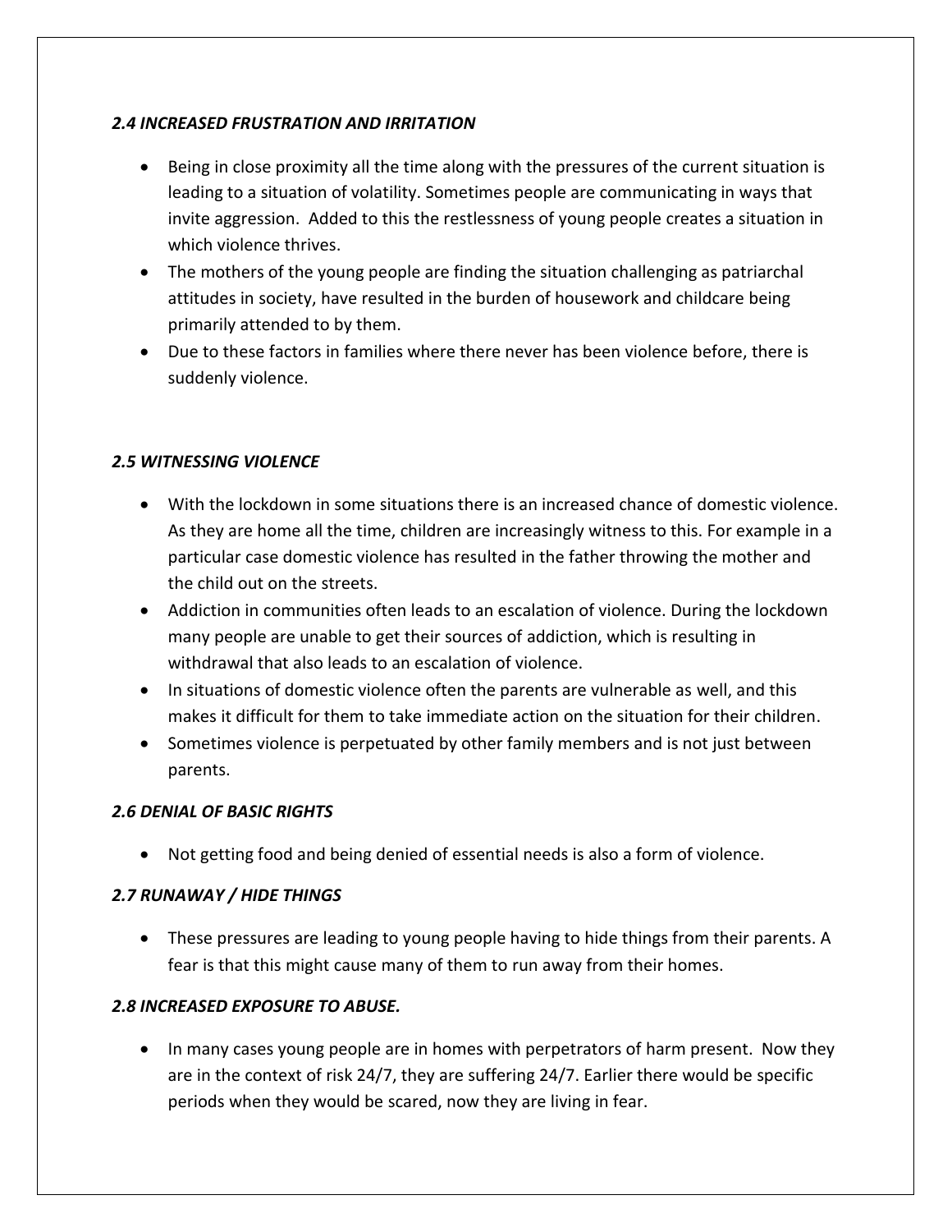### *2.4 INCREASED FRUSTRATION AND IRRITATION*

- Being in close proximity all the time along with the pressures of the current situation is leading to a situation of volatility. Sometimes people are communicating in ways that invite aggression. Added to this the restlessness of young people creates a situation in which violence thrives.
- The mothers of the young people are finding the situation challenging as patriarchal attitudes in society, have resulted in the burden of housework and childcare being primarily attended to by them.
- Due to these factors in families where there never has been violence before, there is suddenly violence.

### *2.5 WITNESSING VIOLENCE*

- With the lockdown in some situations there is an increased chance of domestic violence. As they are home all the time, children are increasingly witness to this. For example in a particular case domestic violence has resulted in the father throwing the mother and the child out on the streets.
- Addiction in communities often leads to an escalation of violence. During the lockdown many people are unable to get their sources of addiction, which is resulting in withdrawal that also leads to an escalation of violence.
- In situations of domestic violence often the parents are vulnerable as well, and this makes it difficult for them to take immediate action on the situation for their children.
- Sometimes violence is perpetuated by other family members and is not just between parents.

### *2.6 DENIAL OF BASIC RIGHTS*

- Not getting food and being denied of essential needs is also a form of violence.

### *2.7 RUNAWAY / HIDE THINGS*

- These pressures are leading to young people having to hide things from their parents. A fear is that this might cause many of them to run away from their homes.

### *2.8 INCREASED EXPOSURE TO ABUSE.*

- In many cases young people are in homes with perpetrators of harm present. Now they are in the context of risk 24/7, they are suffering 24/7. Earlier there would be specific periods when they would be scared, now they are living in fear.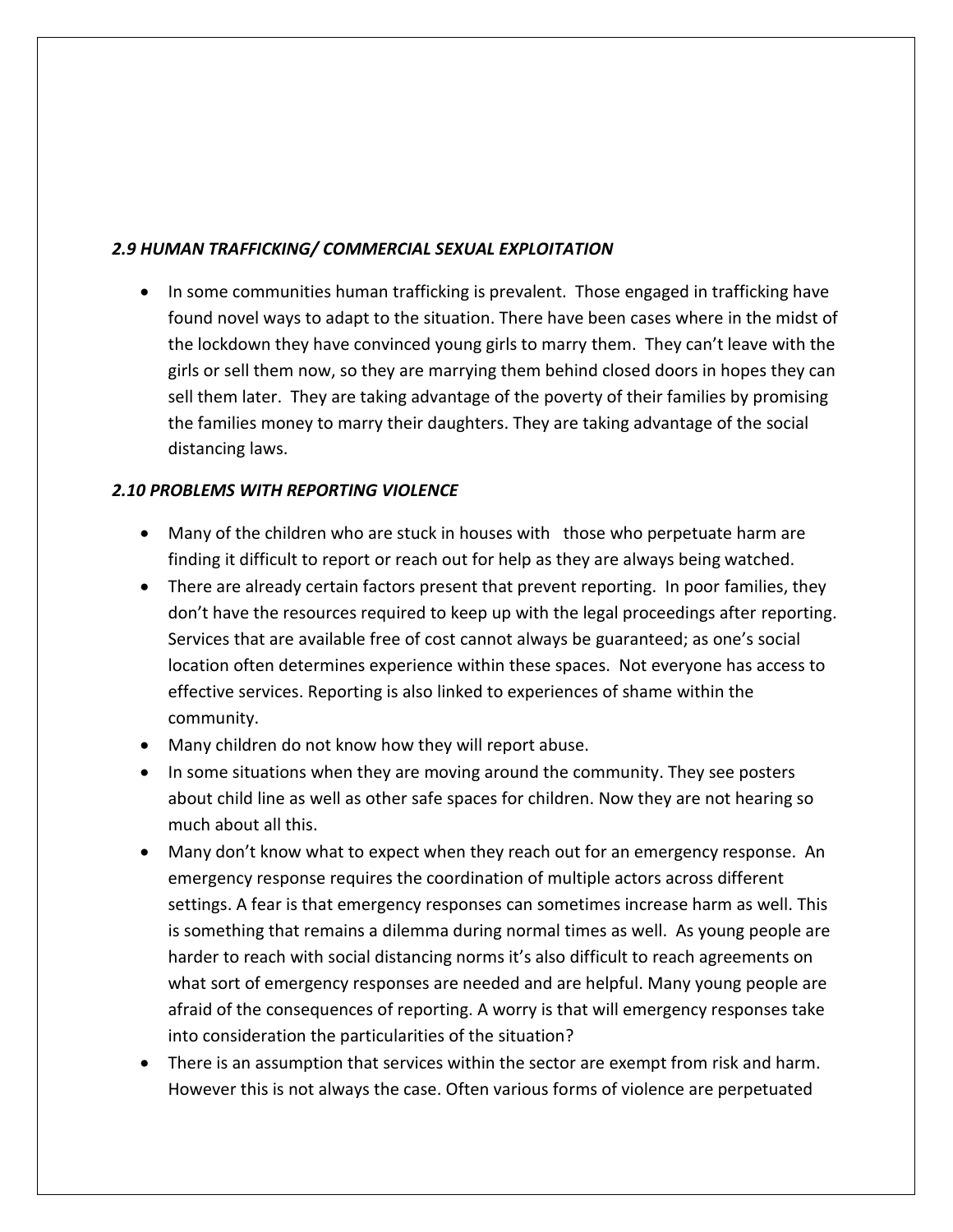### *2.9 HUMAN TRAFFICKING/ COMMERCIAL SEXUAL EXPLOITATION*

- In some communities human trafficking is prevalent. Those engaged in trafficking have found novel ways to adapt to the situation. There have been cases where in the midst of the lockdown they have convinced young girls to marry them. They can't leave with the girls or sell them now, so they are marrying them behind closed doors in hopes they can sell them later. They are taking advantage of the poverty of their families by promising the families money to marry their daughters. They are taking advantage of the social distancing laws.

### *2.10 PROBLEMS WITH REPORTING VIOLENCE*

- Many of the children who are stuck in houses with those who perpetuate harm are finding it difficult to report or reach out for help as they are always being watched.
- There are already certain factors present that prevent reporting. In poor families, they don't have the resources required to keep up with the legal proceedings after reporting. Services that are available free of cost cannot always be guaranteed; as one's social location often determines experience within these spaces. Not everyone has access to effective services. Reporting is also linked to experiences of shame within the community.
- Many children do not know how they will report abuse.
- In some situations when they are moving around the community. They see posters about child line as well as other safe spaces for children. Now they are not hearing so much about all this.
- Many don't know what to expect when they reach out for an emergency response. An emergency response requires the coordination of multiple actors across different settings. A fear is that emergency responses can sometimes increase harm as well. This is something that remains a dilemma during normal times as well. As young people are harder to reach with social distancing norms it's also difficult to reach agreements on what sort of emergency responses are needed and are helpful. Many young people are afraid of the consequences of reporting. A worry is that will emergency responses take into consideration the particularities of the situation?
- There is an assumption that services within the sector are exempt from risk and harm. However this is not always the case. Often various forms of violence are perpetuated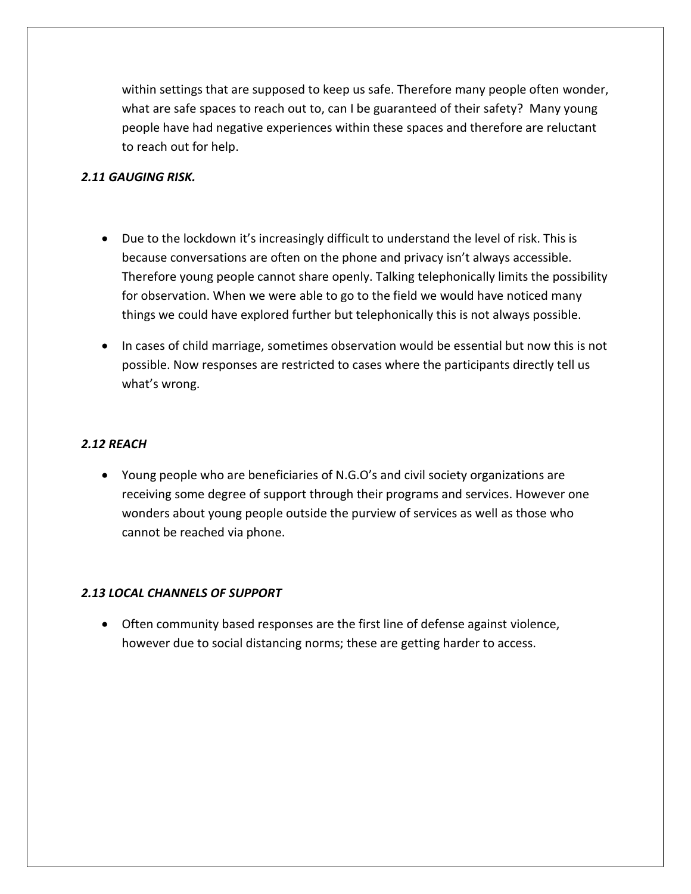within settings that are supposed to keep us safe. Therefore many people often wonder, what are safe spaces to reach out to, can I be guaranteed of their safety?  Many young people have had negative experiences within these spaces and therefore are reluctant to reach out for help.

### *2.11 GAUGING RISK.*

- Due to the lockdown it's increasingly difficult to understand the level of risk. This is because conversations are often on the phone and privacy isn't always accessible. Therefore young people cannot share openly. Talking telephonically limits the possibility for observation. When we were able to go to the field we would have noticed many things we could have explored further but telephonically this is not always possible.
- In cases of child marriage, sometimes observation would be essential but now this is not possible. Now responses are restricted to cases where the participants directly tell us what's wrong.

### *2.12 REACH*

- Young people who are beneficiaries of N.G.O's and civil society organizations are receiving some degree of support through their programs and services. However one wonders about young people outside the purview of services as well as those who cannot be reached via phone.

### *2.13 LOCAL CHANNELS OF SUPPORT*

- Often community based responses are the first line of defense against violence, however due to social distancing norms; these are getting harder to access.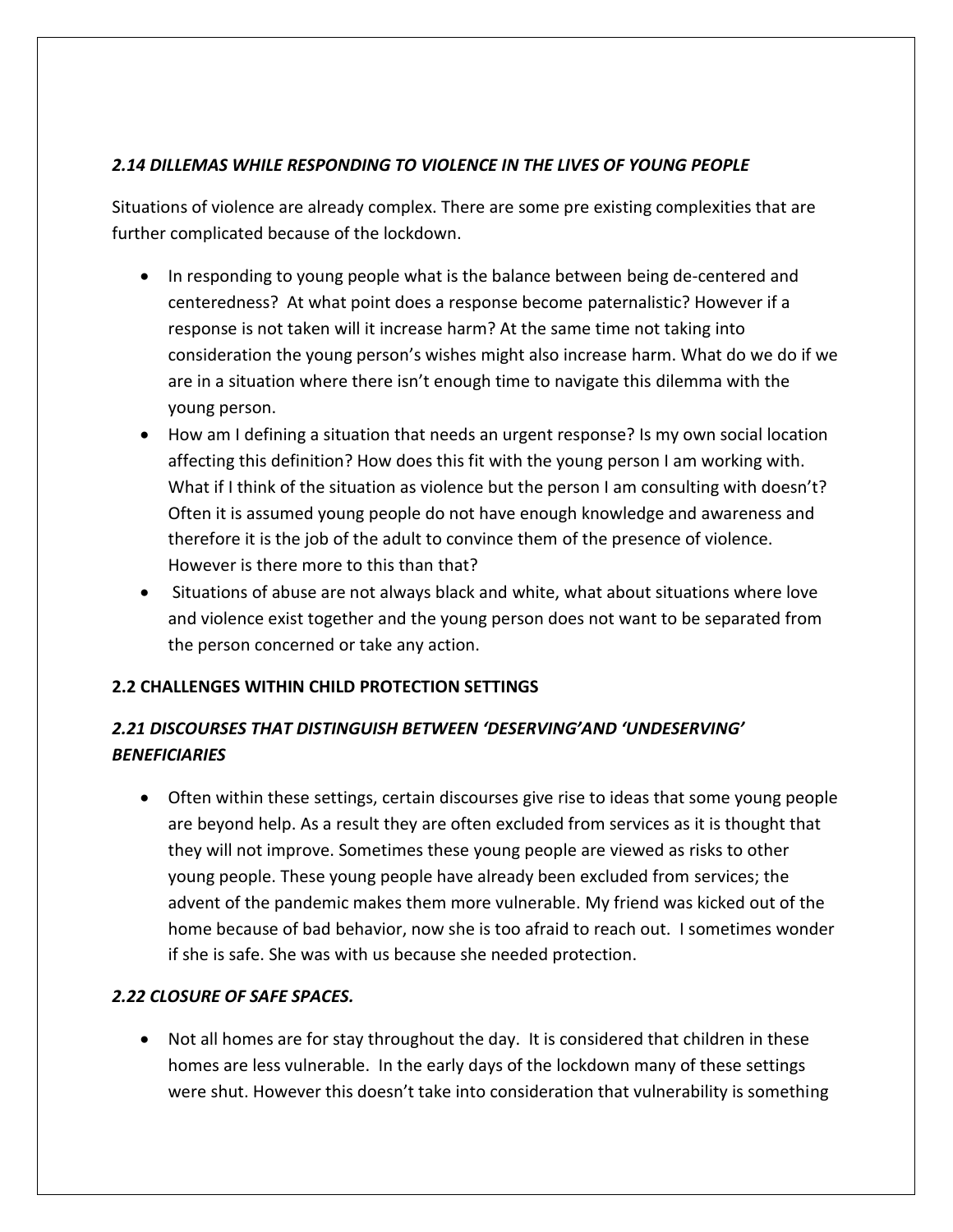### *2.14 DILLEMAS WHILE RESPONDING TO VIOLENCE IN THE LIVES OF YOUNG PEOPLE*

Situations of violence are already complex. There are some pre existing complexities that are further complicated because of the lockdown.

- In responding to young people what is the balance between being de-centered and centeredness? At what point does a response become paternalistic? However if a response is not taken will it increase harm? At the same time not taking into consideration the young person's wishes might also increase harm. What do we do if we are in a situation where there isn't enough time to navigate this dilemma with the young person.
- How am I defining a situation that needs an urgent response? Is my own social location affecting this definition? How does this fit with the young person I am working with. What if I think of the situation as violence but the person I am consulting with doesn't? Often it is assumed young people do not have enough knowledge and awareness and therefore it is the job of the adult to convince them of the presence of violence. However is there more to this than that?
- Situations of abuse are not always black and white, what about situations where love and violence exist together and the young person does not want to be separated from the person concerned or take any action.

### 2.2 CHALLENGES WITHIN CHILD PROTECTION SETTINGS

### *2.21 DISCOURSES THAT DISTINGUISH BETWEEN 'DESERVING'AND 'UNDESERVING' BENEFICIARIES*

- Often within these settings, certain discourses give rise to ideas that some young people are beyond help. As a result they are often excluded from services as it is thought that they will not improve. Sometimes these young people are viewed as risks to other young people. These young people have already been excluded from services; the advent of the pandemic makes them more vulnerable. My friend was kicked out of the home because of bad behavior, now she is too afraid to reach out. I sometimes wonder if she is safe. She was with us because she needed protection.

### *2.22 CLOSURE OF SAFE SPACES.*

- Not all homes are for stay throughout the day. It is considered that children in these homes are less vulnerable. In the early days of the lockdown many of these settings were shut. However this doesn't take into consideration that vulnerability is something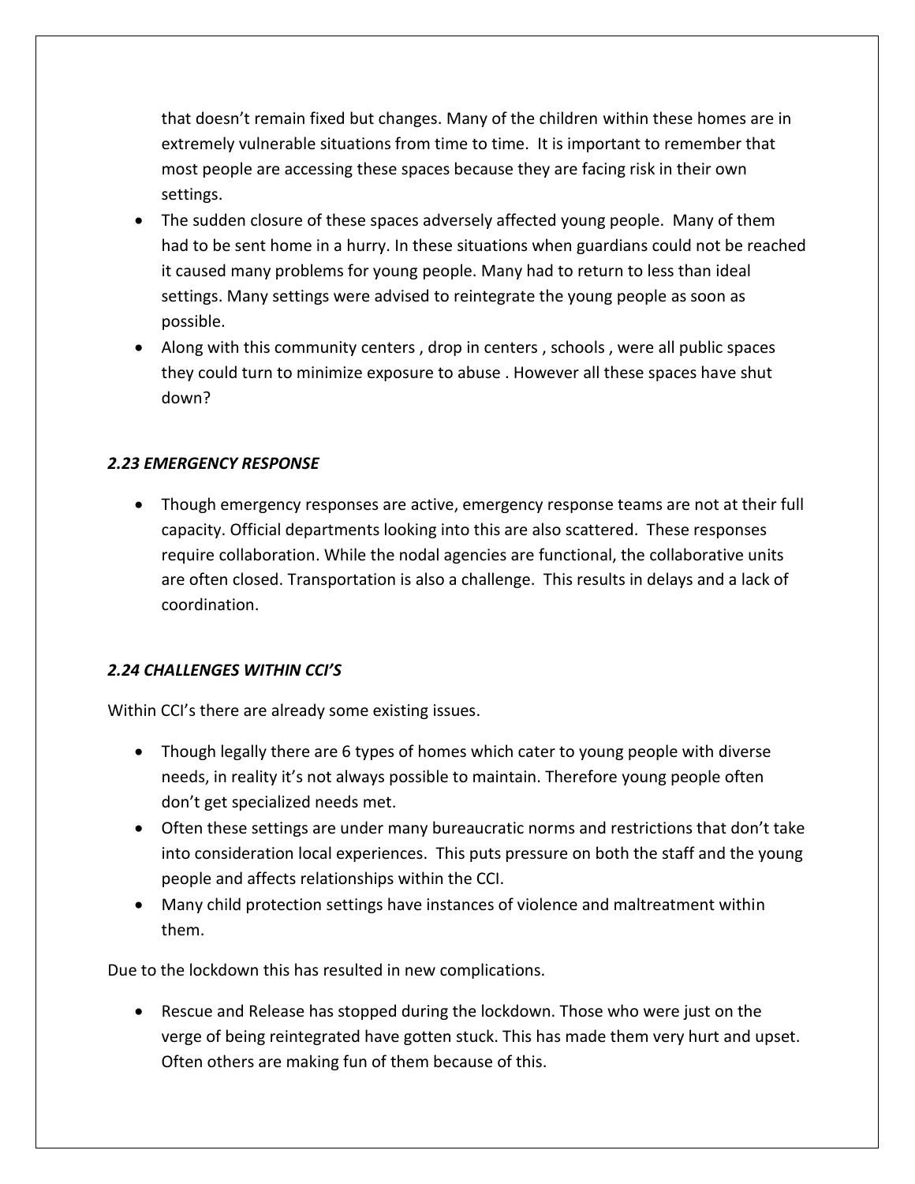that doesn't remain fixed but changes. Many of the children within these homes are in extremely vulnerable situations from time to time. It is important to remember that most people are accessing these spaces because they are facing risk in their own settings.

- The sudden closure of these spaces adversely affected young people. Many of them had to be sent home in a hurry. In these situations when guardians could not be reached it caused many problems for young people. Many had to return to less than ideal settings. Many settings were advised to reintegrate the young people as soon as possible.
- Along with this community centers , drop in centers , schools , were all public spaces they could turn to minimize exposure to abuse . However all these spaces have shut down?

### *2.23 EMERGENCY RESPONSE*

- Though emergency responses are active, emergency response teams are not at their full capacity. Official departments looking into this are also scattered. These responses require collaboration. While the nodal agencies are functional, the collaborative units are often closed. Transportation is also a challenge. This results in delays and a lack of coordination.

### *2.24 CHALLENGES WITHIN CCI'S*

Within CCI's there are already some existing issues.

- Though legally there are 6 types of homes which cater to young people with diverse needs, in reality it's not always possible to maintain. Therefore young people often don't get specialized needs met.
- Often these settings are under many bureaucratic norms and restrictions that don't take into consideration local experiences. This puts pressure on both the staff and the young people and affects relationships within the CCI.
- Many child protection settings have instances of violence and maltreatment within them.

Due to the lockdown this has resulted in new complications.

- Rescue and Release has stopped during the lockdown. Those who were just on the verge of being reintegrated have gotten stuck. This has made them very hurt and upset. Often others are making fun of them because of this.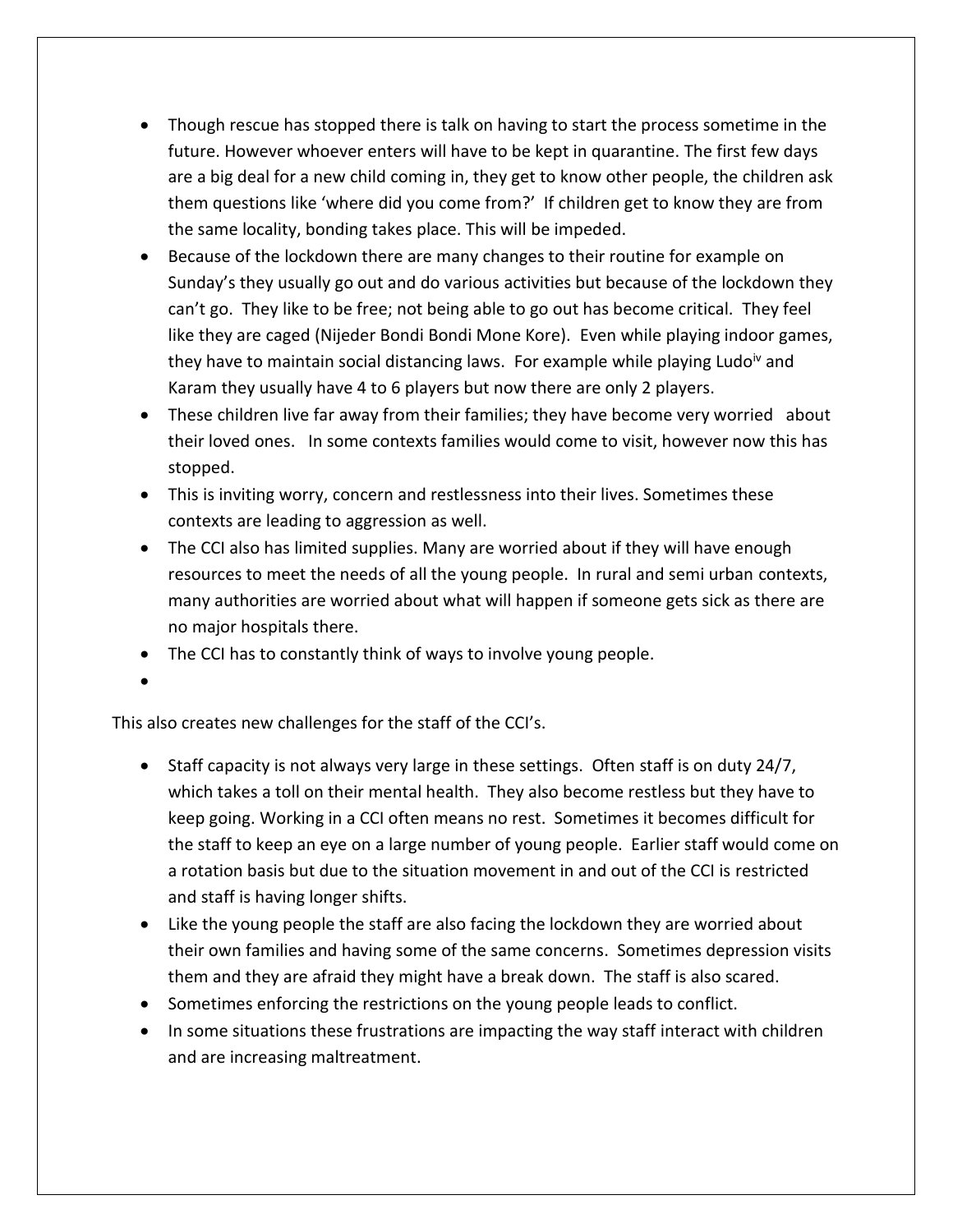- Though rescue has stopped there is talk on having to start the process sometime in the future. However whoever enters will have to be kept in quarantine. The first few days are a big deal for a new child coming in, they get to know other people, the children ask them questions like 'where did you come from?' If children get to know they are from the same locality, bonding takes place. This will be impeded.
- Because of the lockdown there are many changes to their routine for example on Sunday's they usually go out and do various activities but because of the lockdown they can't go. They like to be free; not being able to go out has become critical. They feel like they are caged (Nijeder Bondi Bondi Mone Kore). Even while playing indoor games, they have to maintain social distancing laws. For example while playing Ludo[iv] and Karam they usually have 4 to 6 players but now there are only 2 players.
- These children live far away from their families; they have become very worried about their loved ones. In some contexts families would come to visit, however now this has stopped.
- This is inviting worry, concern and restlessness into their lives. Sometimes these contexts are leading to aggression as well.
- The CCI also has limited supplies. Many are worried about if they will have enough resources to meet the needs of all the young people. In rural and semi urban contexts, many authorities are worried about what will happen if someone gets sick as there are no major hospitals there.
- The CCI has to constantly think of ways to involve young people.

This also creates new challenges for the staff of the CCI's.

- Staff capacity is not always very large in these settings. Often staff is on duty 24/7, which takes a toll on their mental health. They also become restless but they have to keep going. Working in a CCI often means no rest. Sometimes it becomes difficult for the staff to keep an eye on a large number of young people. Earlier staff would come on a rotation basis but due to the situation movement in and out of the CCI is restricted and staff is having longer shifts.
- Like the young people the staff are also facing the lockdown they are worried about their own families and having some of the same concerns. Sometimes depression visits them and they are afraid they might have a break down. The staff is also scared.
- Sometimes enforcing the restrictions on the young people leads to conflict.
- In some situations these frustrations are impacting the way staff interact with children and are increasing maltreatment.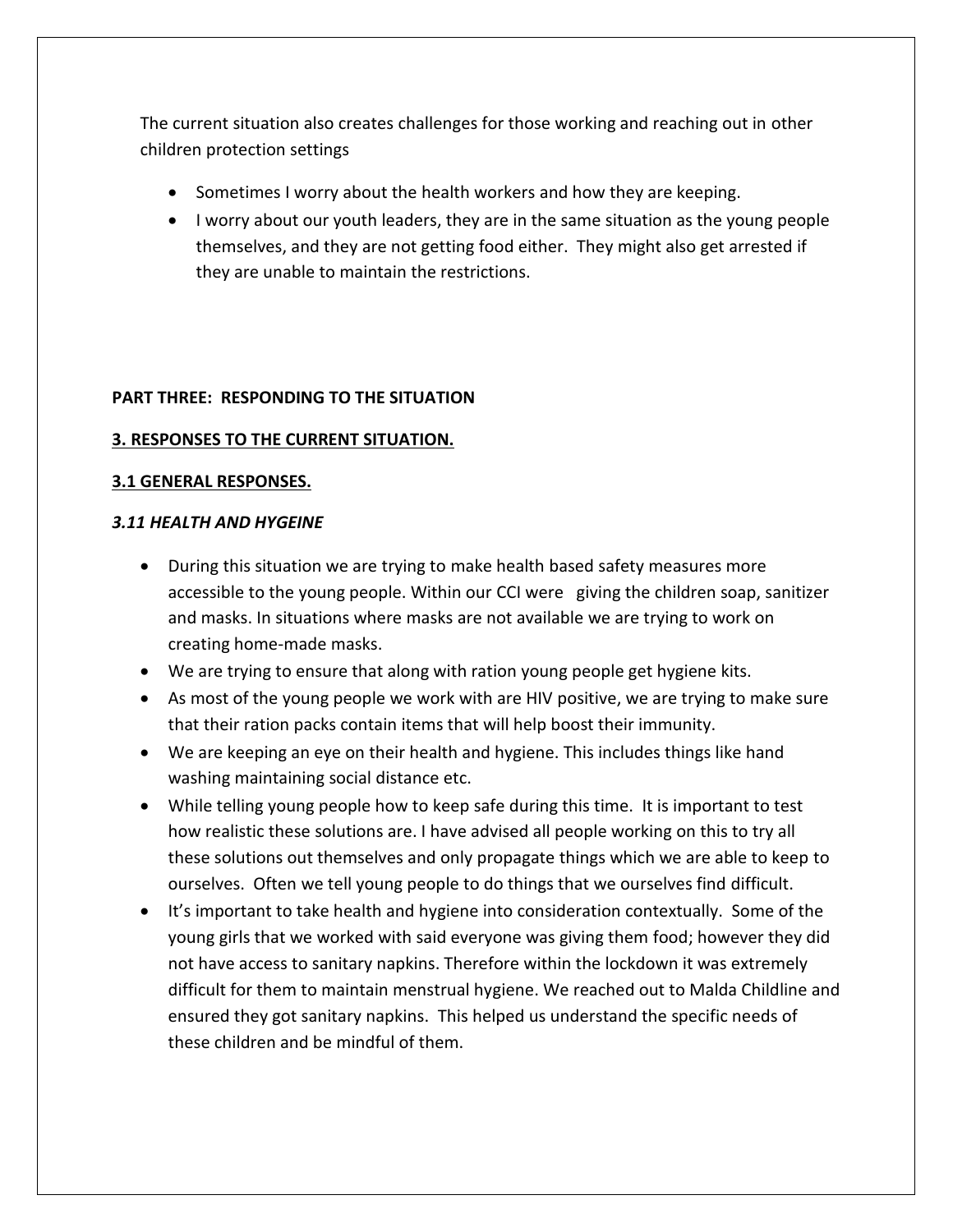The current situation also creates challenges for those working and reaching out in other children protection settings

- Sometimes I worry about the health workers and how they are keeping.
- I worry about our youth leaders, they are in the same situation as the young people themselves, and they are not getting food either. They might also get arrested if they are unable to maintain the restrictions.

## PART THREE: RESPONDING TO THE SITUATION

### 3. RESPONSES TO THE CURRENT SITUATION.

### 3.1 GENERAL RESPONSES.

#### *3.11 HEALTH AND HYGEINE*

- During this situation we are trying to make health based safety measures more accessible to the young people. Within our CCI were giving the children soap, sanitizer and masks. In situations where masks are not available we are trying to work on creating home-made masks.
- We are trying to ensure that along with ration young people get hygiene kits.
- As most of the young people we work with are HIV positive, we are trying to make sure that their ration packs contain items that will help boost their immunity.
- We are keeping an eye on their health and hygiene. This includes things like hand washing maintaining social distance etc.
- While telling young people how to keep safe during this time. It is important to test how realistic these solutions are. I have advised all people working on this to try all these solutions out themselves and only propagate things which we are able to keep to ourselves. Often we tell young people to do things that we ourselves find difficult.
- It's important to take health and hygiene into consideration contextually. Some of the young girls that we worked with said everyone was giving them food; however they did not have access to sanitary napkins. Therefore within the lockdown it was extremely difficult for them to maintain menstrual hygiene. We reached out to Malda Childline and ensured they got sanitary napkins. This helped us understand the specific needs of these children and be mindful of them.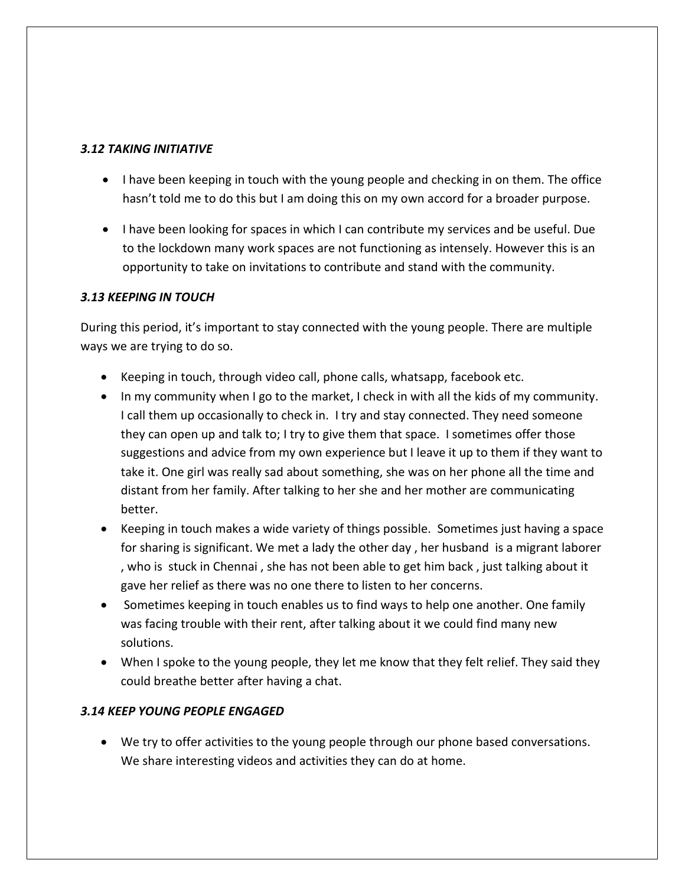### *3.12 TAKING INITIATIVE*

- I have been keeping in touch with the young people and checking in on them. The office hasn't told me to do this but I am doing this on my own accord for a broader purpose.

- I have been looking for spaces in which I can contribute my services and be useful. Due to the lockdown many work spaces are not functioning as intensely. However this is an opportunity to take on invitations to contribute and stand with the community.

### *3.13 KEEPING IN TOUCH*

During this period, it's important to stay connected with the young people. There are multiple ways we are trying to do so.

- Keeping in touch, through video call, phone calls, whatsapp, facebook etc.
- In my community when I go to the market, I check in with all the kids of my community. I call them up occasionally to check in. I try and stay connected. They need someone they can open up and talk to; I try to give them that space. I sometimes offer those suggestions and advice from my own experience but I leave it up to them if they want to take it. One girl was really sad about something, she was on her phone all the time and distant from her family. After talking to her she and her mother are communicating better.
- Keeping in touch makes a wide variety of things possible. Sometimes just having a space for sharing is significant. We met a lady the other day , her husband is a migrant laborer , who is stuck in Chennai , she has not been able to get him back , just talking about it gave her relief as there was no one there to listen to her concerns.
- Sometimes keeping in touch enables us to find ways to help one another. One family was facing trouble with their rent, after talking about it we could find many new solutions.
- When I spoke to the young people, they let me know that they felt relief. They said they could breathe better after having a chat.

### *3.14 KEEP YOUNG PEOPLE ENGAGED*

- We try to offer activities to the young people through our phone based conversations. We share interesting videos and activities they can do at home.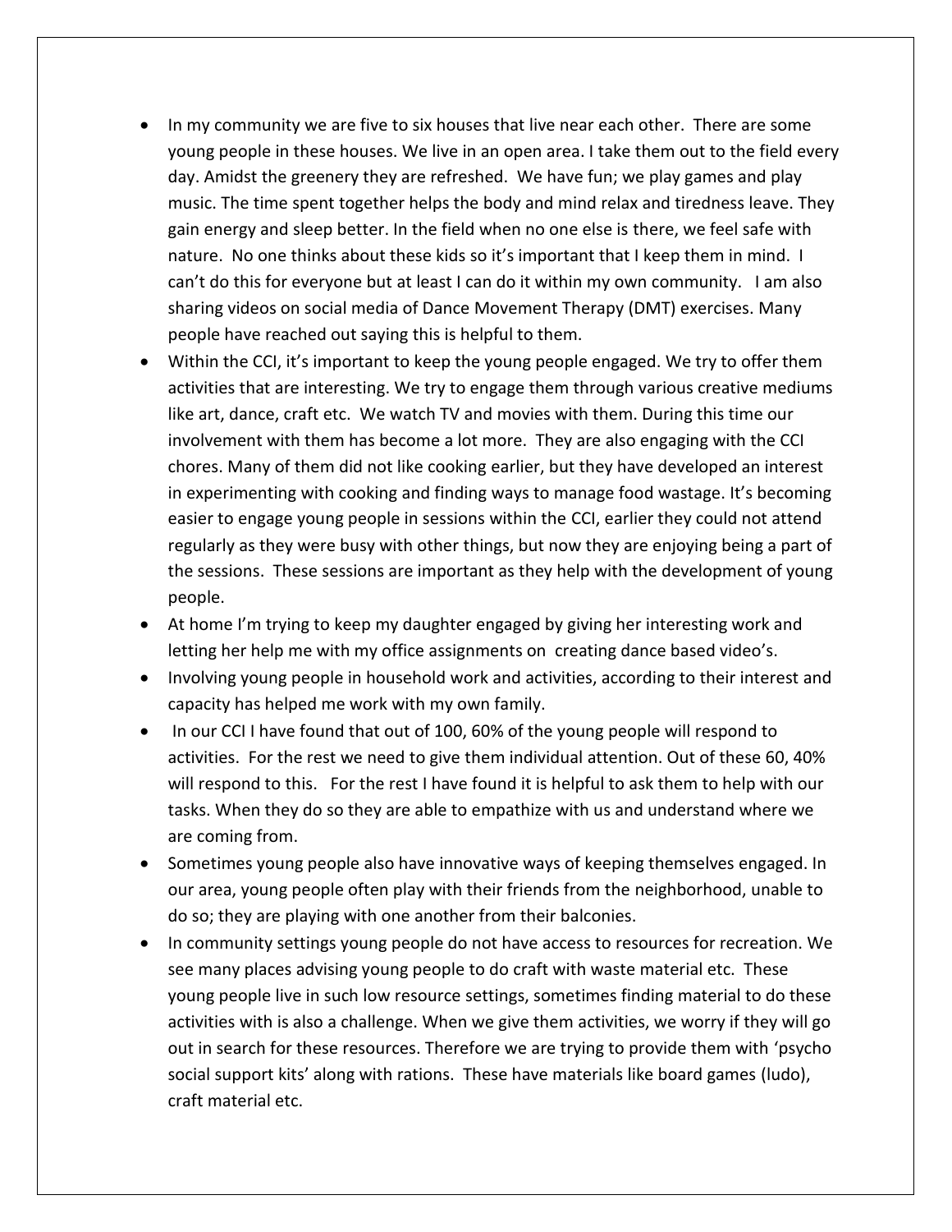- In my community we are five to six houses that live near each other. There are some young people in these houses. We live in an open area. I take them out to the field every day. Amidst the greenery they are refreshed. We have fun; we play games and play music. The time spent together helps the body and mind relax and tiredness leave. They gain energy and sleep better. In the field when no one else is there, we feel safe with nature. No one thinks about these kids so it's important that I keep them in mind. I can't do this for everyone but at least I can do it within my own community. I am also sharing videos on social media of Dance Movement Therapy (DMT) exercises. Many people have reached out saying this is helpful to them.
- Within the CCI, it's important to keep the young people engaged. We try to offer them activities that are interesting. We try to engage them through various creative mediums like art, dance, craft etc. We watch TV and movies with them. During this time our involvement with them has become a lot more. They are also engaging with the CCI chores. Many of them did not like cooking earlier, but they have developed an interest in experimenting with cooking and finding ways to manage food wastage. It's becoming easier to engage young people in sessions within the CCI, earlier they could not attend regularly as they were busy with other things, but now they are enjoying being a part of the sessions. These sessions are important as they help with the development of young people.
- At home I'm trying to keep my daughter engaged by giving her interesting work and letting her help me with my office assignments on creating dance based video's.
- Involving young people in household work and activities, according to their interest and capacity has helped me work with my own family.
- In our CCI I have found that out of 100, 60% of the young people will respond to activities. For the rest we need to give them individual attention. Out of these 60, 40% will respond to this. For the rest I have found it is helpful to ask them to help with our tasks. When they do so they are able to empathize with us and understand where we are coming from.
- Sometimes young people also have innovative ways of keeping themselves engaged. In our area, young people often play with their friends from the neighborhood, unable to do so; they are playing with one another from their balconies.
- In community settings young people do not have access to resources for recreation. We see many places advising young people to do craft with waste material etc. These young people live in such low resource settings, sometimes finding material to do these activities with is also a challenge. When we give them activities, we worry if they will go out in search for these resources. Therefore we are trying to provide them with 'psycho social support kits' along with rations. These have materials like board games (ludo), craft material etc.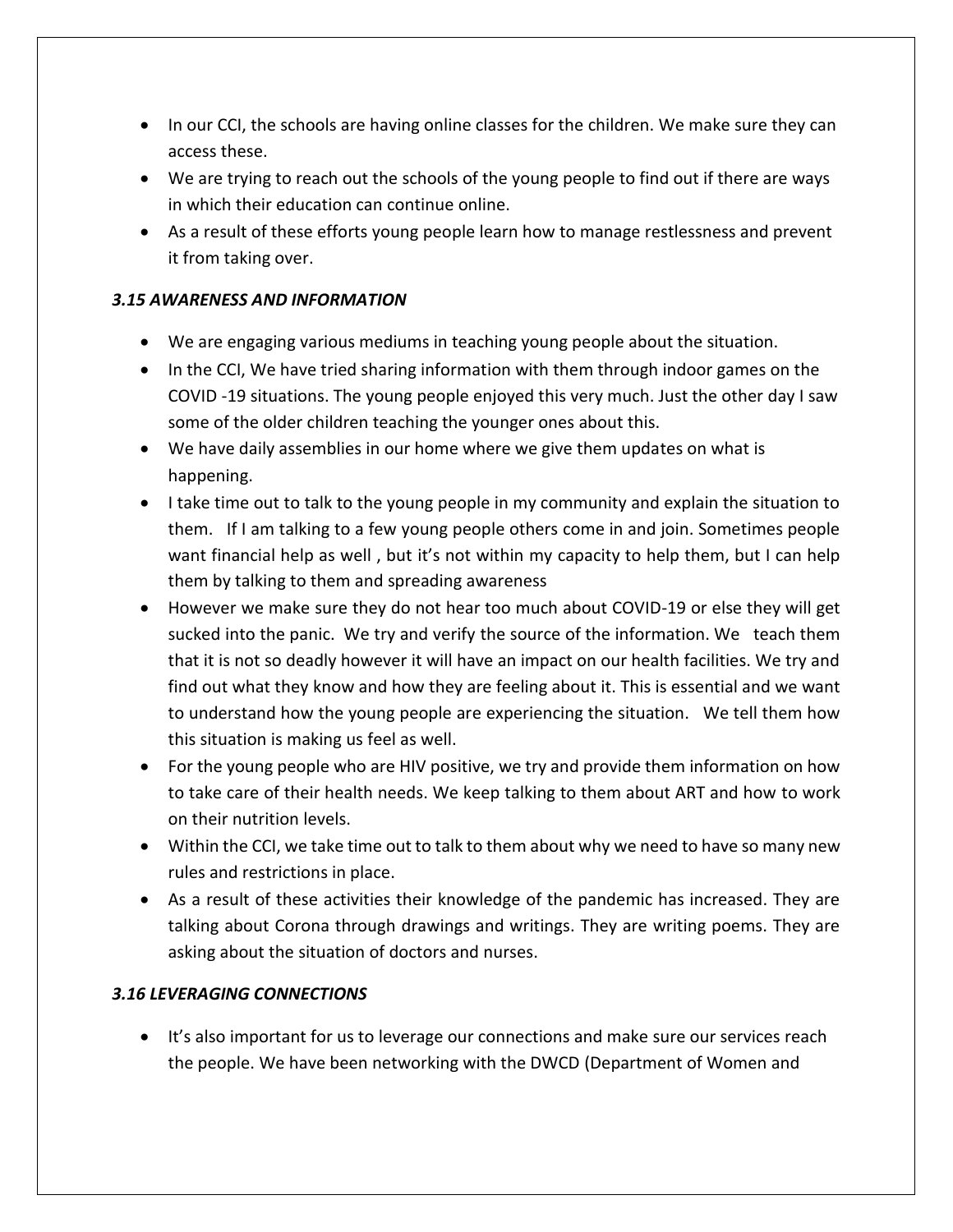- In our CCI, the schools are having online classes for the children. We make sure they can access these.
- We are trying to reach out the schools of the young people to find out if there are ways in which their education can continue online.
- As a result of these efforts young people learn how to manage restlessness and prevent it from taking over.

### *3.15 AWARENESS AND INFORMATION*

- We are engaging various mediums in teaching young people about the situation.
- In the CCI, We have tried sharing information with them through indoor games on the COVID -19 situations. The young people enjoyed this very much. Just the other day I saw some of the older children teaching the younger ones about this.
- We have daily assemblies in our home where we give them updates on what is happening.
- I take time out to talk to the young people in my community and explain the situation to them. If I am talking to a few young people others come in and join. Sometimes people want financial help as well , but it's not within my capacity to help them, but I can help them by talking to them and spreading awareness
- However we make sure they do not hear too much about COVID-19 or else they will get sucked into the panic. We try and verify the source of the information. We teach them that it is not so deadly however it will have an impact on our health facilities. We try and find out what they know and how they are feeling about it. This is essential and we want to understand how the young people are experiencing the situation. We tell them how this situation is making us feel as well.
- For the young people who are HIV positive, we try and provide them information on how to take care of their health needs. We keep talking to them about ART and how to work on their nutrition levels.
- Within the CCI, we take time out to talk to them about why we need to have so many new rules and restrictions in place.
- As a result of these activities their knowledge of the pandemic has increased. They are talking about Corona through drawings and writings. They are writing poems. They are asking about the situation of doctors and nurses.

### *3.16 LEVERAGING CONNECTIONS*

- It's also important for us to leverage our connections and make sure our services reach the people. We have been networking with the DWCD (Department of Women and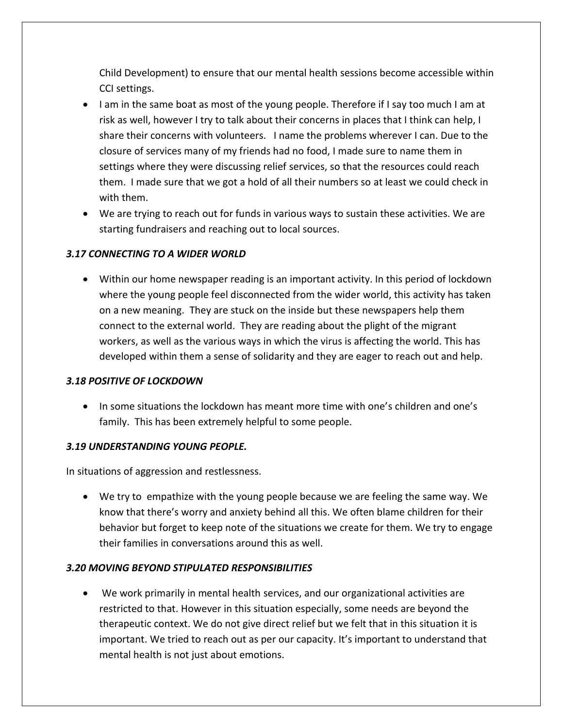Child Development) to ensure that our mental health sessions become accessible within CCI settings.

- I am in the same boat as most of the young people. Therefore if I say too much I am at risk as well, however I try to talk about their concerns in places that I think can help, I share their concerns with volunteers. I name the problems wherever I can. Due to the closure of services many of my friends had no food, I made sure to name them in settings where they were discussing relief services, so that the resources could reach them. I made sure that we got a hold of all their numbers so at least we could check in with them.
- We are trying to reach out for funds in various ways to sustain these activities. We are starting fundraisers and reaching out to local sources.

### *3.17 CONNECTING TO A WIDER WORLD*

- Within our home newspaper reading is an important activity. In this period of lockdown where the young people feel disconnected from the wider world, this activity has taken on a new meaning. They are stuck on the inside but these newspapers help them connect to the external world. They are reading about the plight of the migrant workers, as well as the various ways in which the virus is affecting the world. This has developed within them a sense of solidarity and they are eager to reach out and help.

### *3.18 POSITIVE OF LOCKDOWN*

- In some situations the lockdown has meant more time with one's children and one's family. This has been extremely helpful to some people.

### *3.19 UNDERSTANDING YOUNG PEOPLE.*

In situations of aggression and restlessness.

- We try to empathize with the young people because we are feeling the same way. We know that there's worry and anxiety behind all this. We often blame children for their behavior but forget to keep note of the situations we create for them. We try to engage their families in conversations around this as well.

### *3.20 MOVING BEYOND STIPULATED RESPONSIBILITIES*

- We work primarily in mental health services, and our organizational activities are restricted to that. However in this situation especially, some needs are beyond the therapeutic context. We do not give direct relief but we felt that in this situation it is important. We tried to reach out as per our capacity. It's important to understand that mental health is not just about emotions.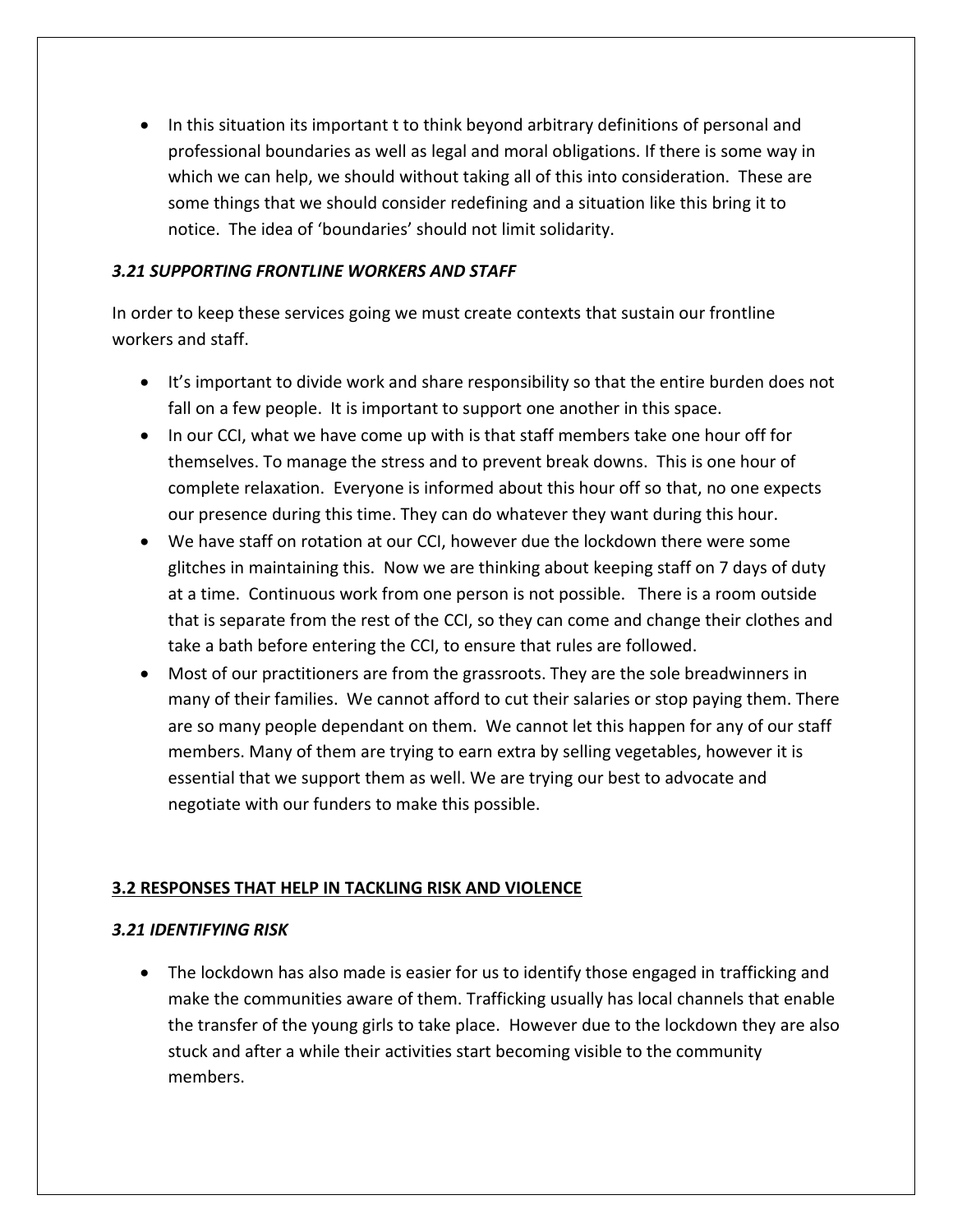- In this situation its important t to think beyond arbitrary definitions of personal and professional boundaries as well as legal and moral obligations. If there is some way in which we can help, we should without taking all of this into consideration. These are some things that we should consider redefining and a situation like this bring it to notice. The idea of 'boundaries' should not limit solidarity.

### *3.21 SUPPORTING FRONTLINE WORKERS AND STAFF*

In order to keep these services going we must create contexts that sustain our frontline workers and staff.

- It's important to divide work and share responsibility so that the entire burden does not fall on a few people. It is important to support one another in this space.
- In our CCI, what we have come up with is that staff members take one hour off for themselves. To manage the stress and to prevent break downs. This is one hour of complete relaxation. Everyone is informed about this hour off so that, no one expects our presence during this time. They can do whatever they want during this hour.
- We have staff on rotation at our CCI, however due the lockdown there were some glitches in maintaining this. Now we are thinking about keeping staff on 7 days of duty at a time. Continuous work from one person is not possible. There is a room outside that is separate from the rest of the CCI, so they can come and change their clothes and take a bath before entering the CCI, to ensure that rules are followed.
- Most of our practitioners are from the grassroots. They are the sole breadwinners in many of their families. We cannot afford to cut their salaries or stop paying them. There are so many people dependant on them. We cannot let this happen for any of our staff members. Many of them are trying to earn extra by selling vegetables, however it is essential that we support them as well. We are trying our best to advocate and negotiate with our funders to make this possible.

## 3.2 RESPONSES THAT HELP IN TACKLING RISK AND VIOLENCE

### *3.21 IDENTIFYING RISK*

- The lockdown has also made is easier for us to identify those engaged in trafficking and make the communities aware of them. Trafficking usually has local channels that enable the transfer of the young girls to take place. However due to the lockdown they are also stuck and after a while their activities start becoming visible to the community members.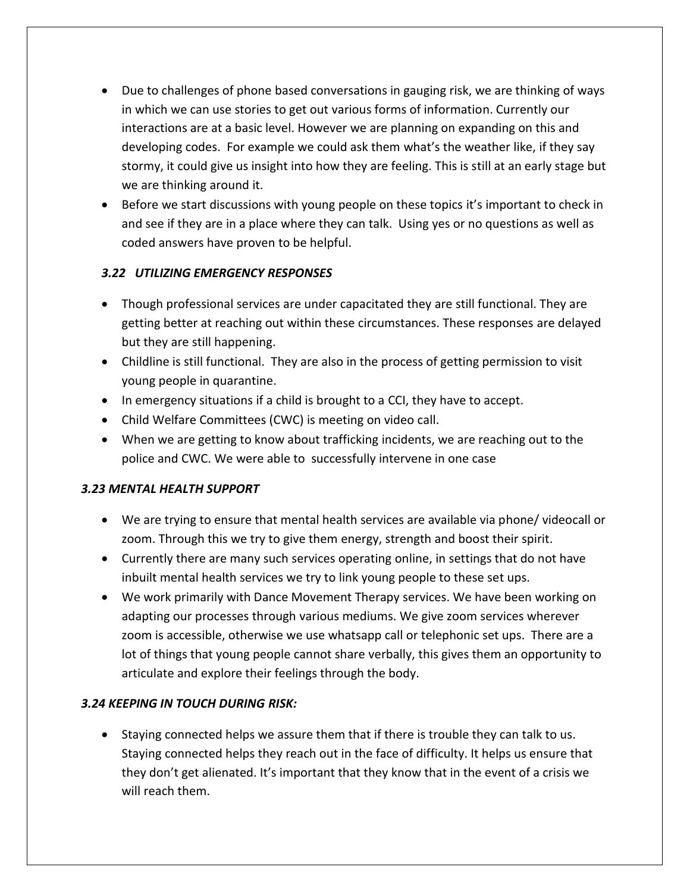- Due to challenges of phone based conversations in gauging risk, we are thinking of ways in which we can use stories to get out various forms of information. Currently our interactions are at a basic level. However we are planning on expanding on this and developing codes. For example we could ask them what's the weather like, if they say stormy, it could give us insight into how they are feeling. This is still at an early stage but we are thinking around it.
- Before we start discussions with young people on these topics it's important to check in and see if they are in a place where they can talk. Using yes or no questions as well as coded answers have proven to be helpful.

### *3.22 UTILIZING EMERGENCY RESPONSES*

- Though professional services are under capacitated they are still functional. They are getting better at reaching out within these circumstances. These responses are delayed but they are still happening.
- Childline is still functional. They are also in the process of getting permission to visit young people in quarantine.
- In emergency situations if a child is brought to a CCI, they have to accept.
- Child Welfare Committees (CWC) is meeting on video call.
- When we are getting to know about trafficking incidents, we are reaching out to the police and CWC. We were able to successfully intervene in one case

### *3.23 MENTAL HEALTH SUPPORT*

- We are trying to ensure that mental health services are available via phone/ videocall or zoom. Through this we try to give them energy, strength and boost their spirit.
- Currently there are many such services operating online, in settings that do not have inbuilt mental health services we try to link young people to these set ups.
- We work primarily with Dance Movement Therapy services. We have been working on adapting our processes through various mediums. We give zoom services wherever zoom is accessible, otherwise we use whatsapp call or telephonic set ups. There are a lot of things that young people cannot share verbally, this gives them an opportunity to articulate and explore their feelings through the body.

### *3.24 KEEPING IN TOUCH DURING RISK:*

- Staying connected helps we assure them that if there is trouble they can talk to us. Staying connected helps they reach out in the face of difficulty. It helps us ensure that they don't get alienated. It's important that they know that in the event of a crisis we will reach them.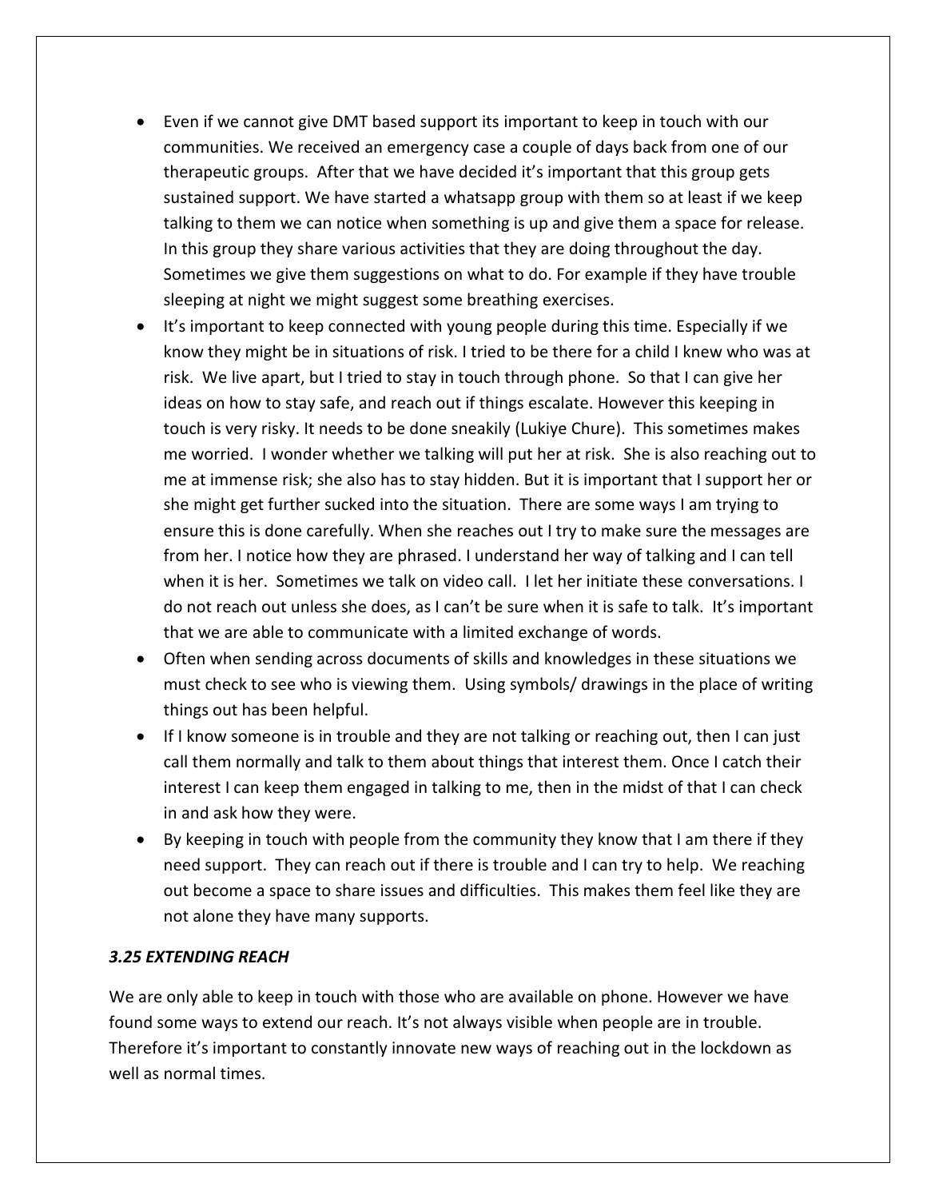- Even if we cannot give DMT based support its important to keep in touch with our communities. We received an emergency case a couple of days back from one of our therapeutic groups. After that we have decided it's important that this group gets sustained support. We have started a whatsapp group with them so at least if we keep talking to them we can notice when something is up and give them a space for release. In this group they share various activities that they are doing throughout the day. Sometimes we give them suggestions on what to do. For example if they have trouble sleeping at night we might suggest some breathing exercises.
- It's important to keep connected with young people during this time. Especially if we know they might be in situations of risk. I tried to be there for a child I knew who was at risk. We live apart, but I tried to stay in touch through phone. So that I can give her ideas on how to stay safe, and reach out if things escalate. However this keeping in touch is very risky. It needs to be done sneakily (Lukiye Chure). This sometimes makes me worried. I wonder whether we talking will put her at risk. She is also reaching out to me at immense risk; she also has to stay hidden. But it is important that I support her or she might get further sucked into the situation. There are some ways I am trying to ensure this is done carefully. When she reaches out I try to make sure the messages are from her. I notice how they are phrased. I understand her way of talking and I can tell when it is her. Sometimes we talk on video call. I let her initiate these conversations. I do not reach out unless she does, as I can't be sure when it is safe to talk. It's important that we are able to communicate with a limited exchange of words.
- Often when sending across documents of skills and knowledges in these situations we must check to see who is viewing them. Using symbols/ drawings in the place of writing things out has been helpful.
- If I know someone is in trouble and they are not talking or reaching out, then I can just call them normally and talk to them about things that interest them. Once I catch their interest I can keep them engaged in talking to me, then in the midst of that I can check in and ask how they were.
- By keeping in touch with people from the community they know that I am there if they need support. They can reach out if there is trouble and I can try to help. We reaching out become a space to share issues and difficulties. This makes them feel like they are not alone they have many supports.

### *3.25 EXTENDING REACH*

We are only able to keep in touch with those who are available on phone. However we have found some ways to extend our reach. It's not always visible when people are in trouble. Therefore it's important to constantly innovate new ways of reaching out in the lockdown as well as normal times.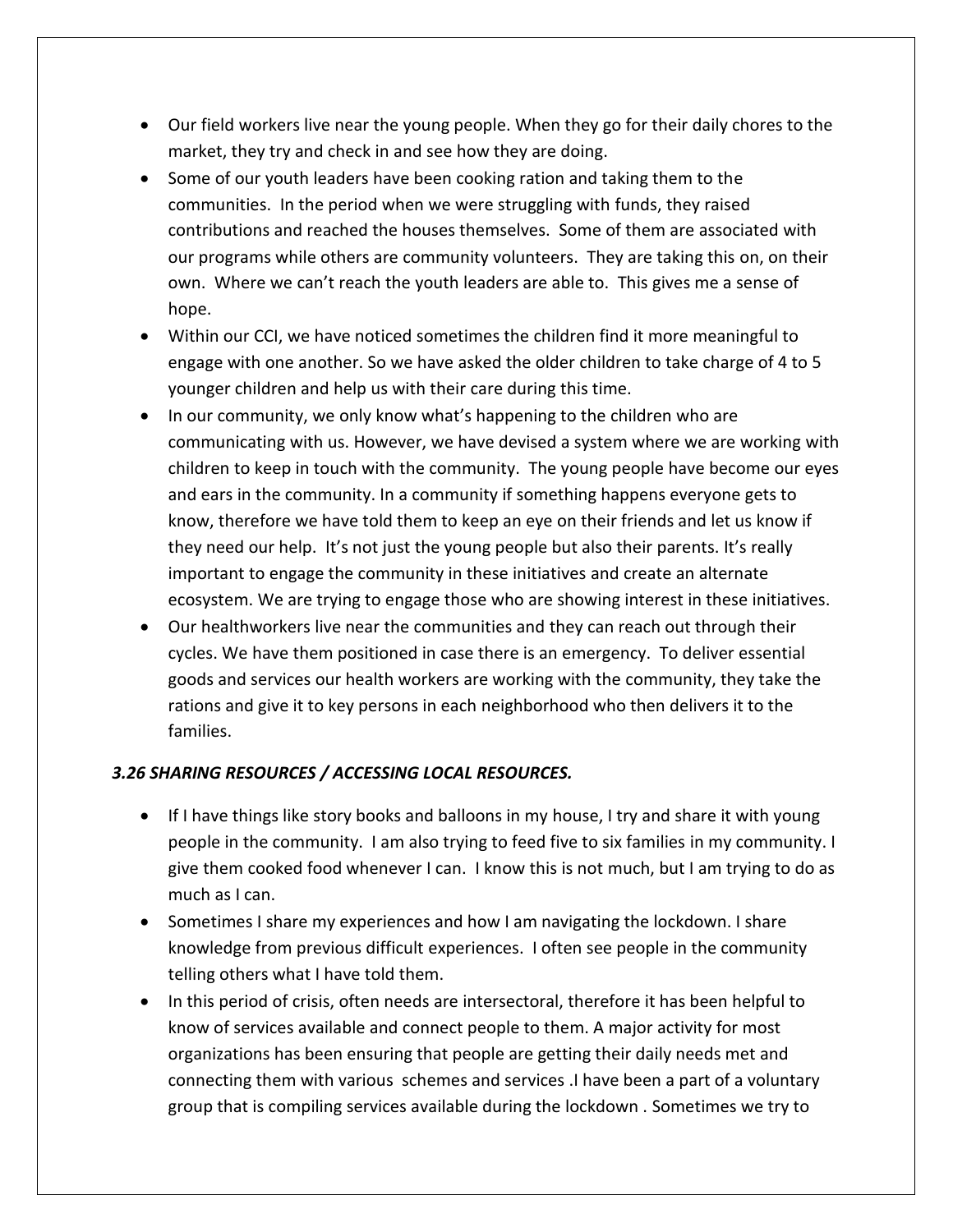- Our field workers live near the young people. When they go for their daily chores to the market, they try and check in and see how they are doing.
- Some of our youth leaders have been cooking ration and taking them to the communities. In the period when we were struggling with funds, they raised contributions and reached the houses themselves. Some of them are associated with our programs while others are community volunteers. They are taking this on, on their own. Where we can't reach the youth leaders are able to. This gives me a sense of hope.
- Within our CCI, we have noticed sometimes the children find it more meaningful to engage with one another. So we have asked the older children to take charge of 4 to 5 younger children and help us with their care during this time.
- In our community, we only know what's happening to the children who are communicating with us. However, we have devised a system where we are working with children to keep in touch with the community. The young people have become our eyes and ears in the community. In a community if something happens everyone gets to know, therefore we have told them to keep an eye on their friends and let us know if they need our help. It's not just the young people but also their parents. It's really important to engage the community in these initiatives and create an alternate ecosystem. We are trying to engage those who are showing interest in these initiatives.
- Our healthworkers live near the communities and they can reach out through their cycles. We have them positioned in case there is an emergency. To deliver essential goods and services our health workers are working with the community, they take the rations and give it to key persons in each neighborhood who then delivers it to the families.

### *3.26 SHARING RESOURCES / ACCESSING LOCAL RESOURCES.*

- If I have things like story books and balloons in my house, I try and share it with young people in the community. I am also trying to feed five to six families in my community. I give them cooked food whenever I can. I know this is not much, but I am trying to do as much as I can.
- Sometimes I share my experiences and how I am navigating the lockdown. I share knowledge from previous difficult experiences. I often see people in the community telling others what I have told them.
- In this period of crisis, often needs are intersectoral, therefore it has been helpful to know of services available and connect people to them. A major activity for most organizations has been ensuring that people are getting their daily needs met and connecting them with various schemes and services .I have been a part of a voluntary group that is compiling services available during the lockdown . Sometimes we try to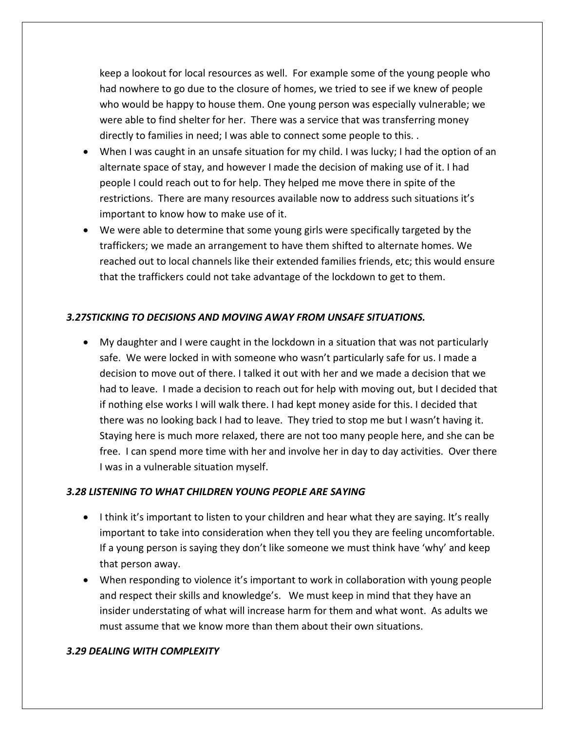keep a lookout for local resources as well. For example some of the young people who had nowhere to go due to the closure of homes, we tried to see if we knew of people who would be happy to house them. One young person was especially vulnerable; we were able to find shelter for her. There was a service that was transferring money directly to families in need; I was able to connect some people to this. .

- When I was caught in an unsafe situation for my child. I was lucky; I had the option of an alternate space of stay, and however I made the decision of making use of it. I had people I could reach out to for help. They helped me move there in spite of the restrictions. There are many resources available now to address such situations it's important to know how to make use of it.
- We were able to determine that some young girls were specifically targeted by the traffickers; we made an arrangement to have them shifted to alternate homes. We reached out to local channels like their extended families friends, etc; this would ensure that the traffickers could not take advantage of the lockdown to get to them.

### *3.27STICKING TO DECISIONS AND MOVING AWAY FROM UNSAFE SITUATIONS.*

- My daughter and I were caught in the lockdown in a situation that was not particularly safe. We were locked in with someone who wasn't particularly safe for us. I made a decision to move out of there. I talked it out with her and we made a decision that we had to leave. I made a decision to reach out for help with moving out, but I decided that if nothing else works I will walk there. I had kept money aside for this. I decided that there was no looking back I had to leave. They tried to stop me but I wasn't having it. Staying here is much more relaxed, there are not too many people here, and she can be free. I can spend more time with her and involve her in day to day activities. Over there I was in a vulnerable situation myself.

### *3.28 LISTENING TO WHAT CHILDREN YOUNG PEOPLE ARE SAYING*

- I think it's important to listen to your children and hear what they are saying. It's really important to take into consideration when they tell you they are feeling uncomfortable. If a young person is saying they don't like someone we must think have 'why' and keep that person away.
- When responding to violence it's important to work in collaboration with young people and respect their skills and knowledge's. We must keep in mind that they have an insider understating of what will increase harm for them and what wont. As adults we must assume that we know more than them about their own situations.

### *3.29 DEALING WITH COMPLEXITY*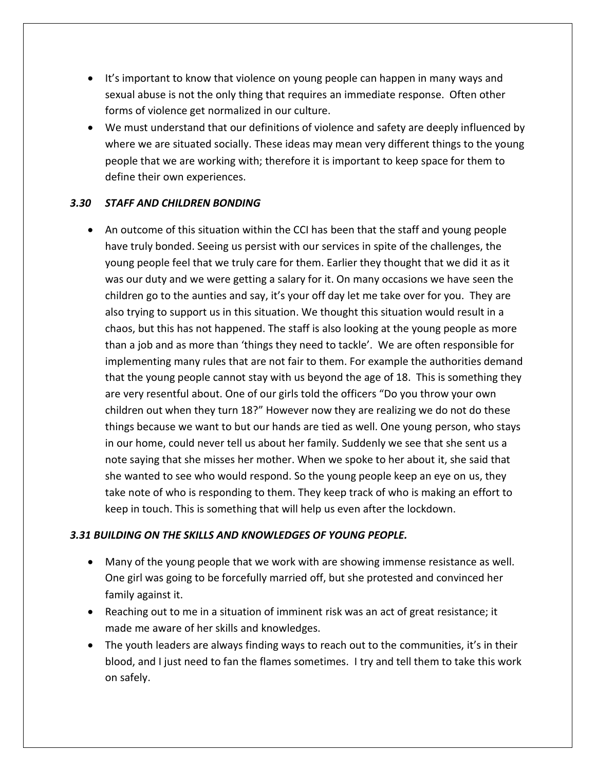- It's important to know that violence on young people can happen in many ways and sexual abuse is not the only thing that requires an immediate response. Often other forms of violence get normalized in our culture.
- We must understand that our definitions of violence and safety are deeply influenced by where we are situated socially. These ideas may mean very different things to the young people that we are working with; therefore it is important to keep space for them to define their own experiences.

### *3.30 STAFF AND CHILDREN BONDING*

- An outcome of this situation within the CCI has been that the staff and young people have truly bonded. Seeing us persist with our services in spite of the challenges, the young people feel that we truly care for them. Earlier they thought that we did it as it was our duty and we were getting a salary for it. On many occasions we have seen the children go to the aunties and say, it's your off day let me take over for you. They are also trying to support us in this situation. We thought this situation would result in a chaos, but this has not happened. The staff is also looking at the young people as more than a job and as more than 'things they need to tackle'. We are often responsible for implementing many rules that are not fair to them. For example the authorities demand that the young people cannot stay with us beyond the age of 18. This is something they are very resentful about. One of our girls told the officers "Do you throw your own children out when they turn 18?" However now they are realizing we do not do these things because we want to but our hands are tied as well. One young person, who stays in our home, could never tell us about her family. Suddenly we see that she sent us a note saying that she misses her mother. When we spoke to her about it, she said that she wanted to see who would respond. So the young people keep an eye on us, they take note of who is responding to them. They keep track of who is making an effort to keep in touch. This is something that will help us even after the lockdown.

### *3.31 BUILDING ON THE SKILLS AND KNOWLEDGES OF YOUNG PEOPLE.*

- Many of the young people that we work with are showing immense resistance as well. One girl was going to be forcefully married off, but she protested and convinced her family against it.
- Reaching out to me in a situation of imminent risk was an act of great resistance; it made me aware of her skills and knowledges.
- The youth leaders are always finding ways to reach out to the communities, it's in their blood, and I just need to fan the flames sometimes. I try and tell them to take this work on safely.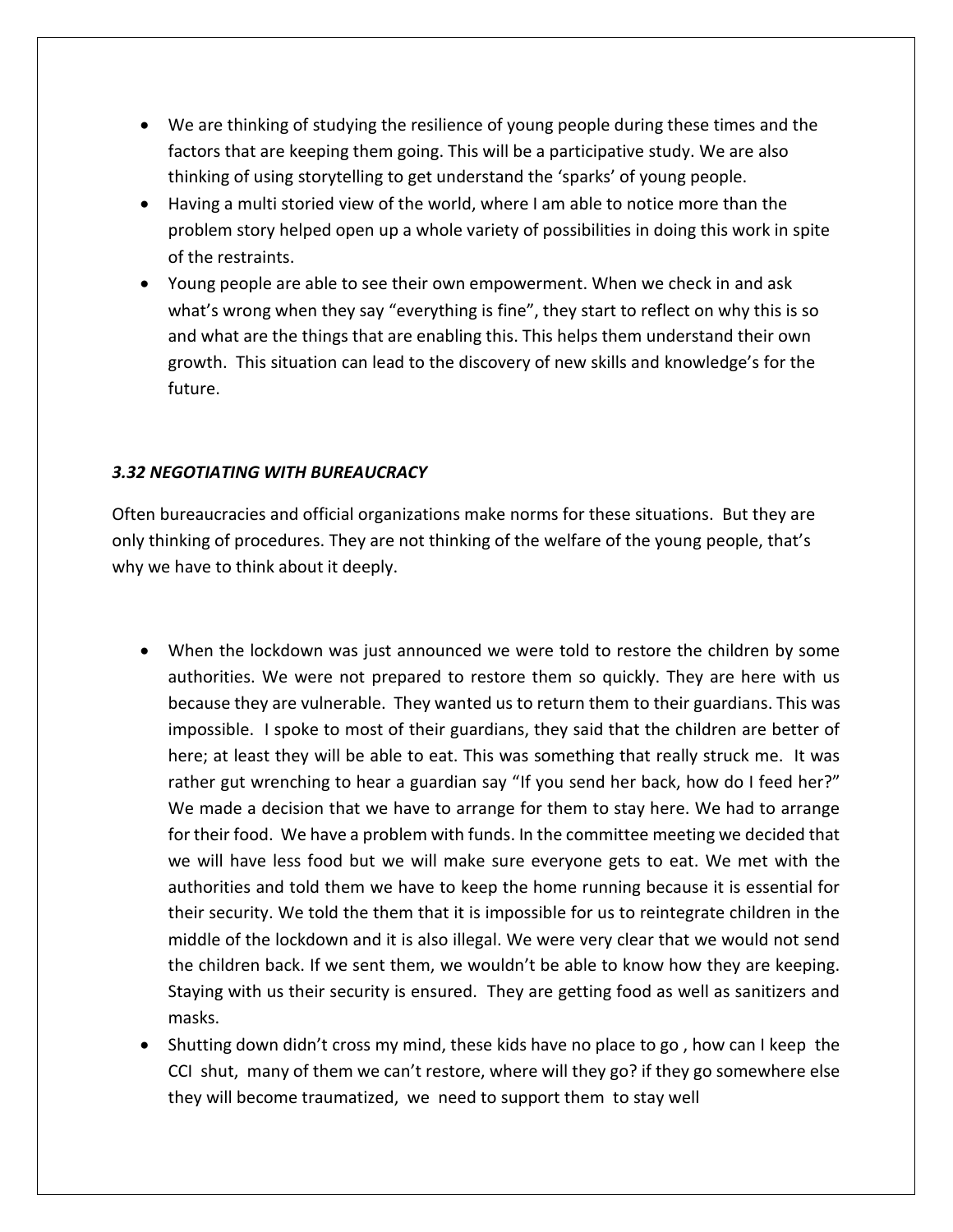- We are thinking of studying the resilience of young people during these times and the factors that are keeping them going. This will be a participative study. We are also thinking of using storytelling to get understand the 'sparks' of young people.
- Having a multi storied view of the world, where I am able to notice more than the problem story helped open up a whole variety of possibilities in doing this work in spite of the restraints.
- Young people are able to see their own empowerment. When we check in and ask what's wrong when they say "everything is fine", they start to reflect on why this is so and what are the things that are enabling this. This helps them understand their own growth. This situation can lead to the discovery of new skills and knowledge's for the future.

### *3.32 NEGOTIATING WITH BUREAUCRACY*

Often bureaucracies and official organizations make norms for these situations. But they are only thinking of procedures. They are not thinking of the welfare of the young people, that's why we have to think about it deeply.

- When the lockdown was just announced we were told to restore the children by some authorities. We were not prepared to restore them so quickly. They are here with us because they are vulnerable. They wanted us to return them to their guardians. This was impossible. I spoke to most of their guardians, they said that the children are better of here; at least they will be able to eat. This was something that really struck me. It was rather gut wrenching to hear a guardian say "If you send her back, how do I feed her?" We made a decision that we have to arrange for them to stay here. We had to arrange for their food. We have a problem with funds. In the committee meeting we decided that we will have less food but we will make sure everyone gets to eat. We met with the authorities and told them we have to keep the home running because it is essential for their security. We told the them that it is impossible for us to reintegrate children in the middle of the lockdown and it is also illegal. We were very clear that we would not send the children back. If we sent them, we wouldn't be able to know how they are keeping. Staying with us their security is ensured. They are getting food as well as sanitizers and masks.
- Shutting down didn't cross my mind, these kids have no place to go , how can I keep the CCI shut, many of them we can't restore, where will they go? if they go somewhere else they will become traumatized, we need to support them to stay well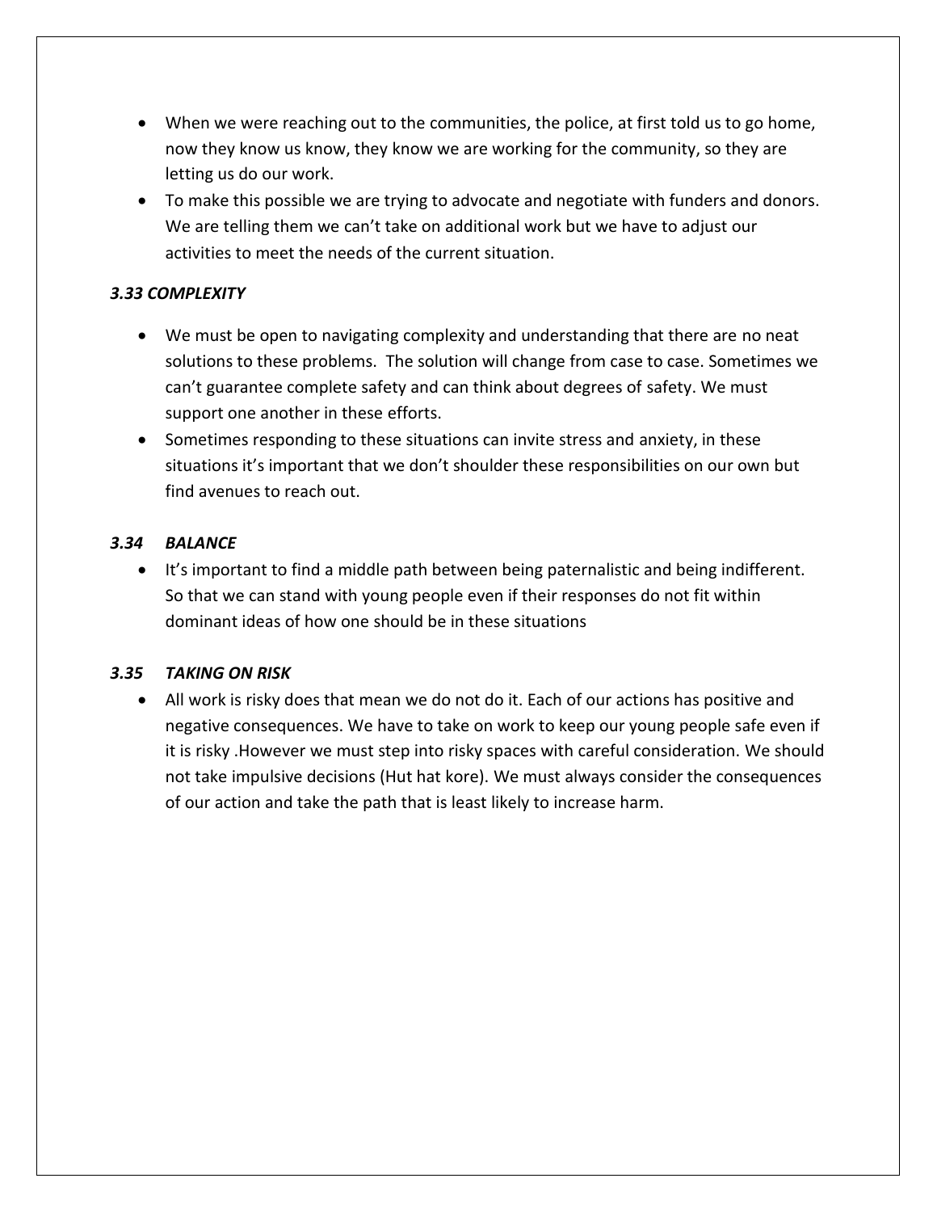- When we were reaching out to the communities, the police, at first told us to go home, now they know us know, they know we are working for the community, so they are letting us do our work.
- To make this possible we are trying to advocate and negotiate with funders and donors. We are telling them we can't take on additional work but we have to adjust our activities to meet the needs of the current situation.

### *3.33 COMPLEXITY*

- We must be open to navigating complexity and understanding that there are no neat solutions to these problems. The solution will change from case to case. Sometimes we can't guarantee complete safety and can think about degrees of safety. We must support one another in these efforts.
- Sometimes responding to these situations can invite stress and anxiety, in these situations it's important that we don't shoulder these responsibilities on our own but find avenues to reach out.

### *3.34 BALANCE*

- It's important to find a middle path between being paternalistic and being indifferent. So that we can stand with young people even if their responses do not fit within dominant ideas of how one should be in these situations

### *3.35 TAKING ON RISK*

- All work is risky does that mean we do not do it. Each of our actions has positive and negative consequences. We have to take on work to keep our young people safe even if it is risky .However we must step into risky spaces with careful consideration. We should not take impulsive decisions (Hut hat kore). We must always consider the consequences of our action and take the path that is least likely to increase harm.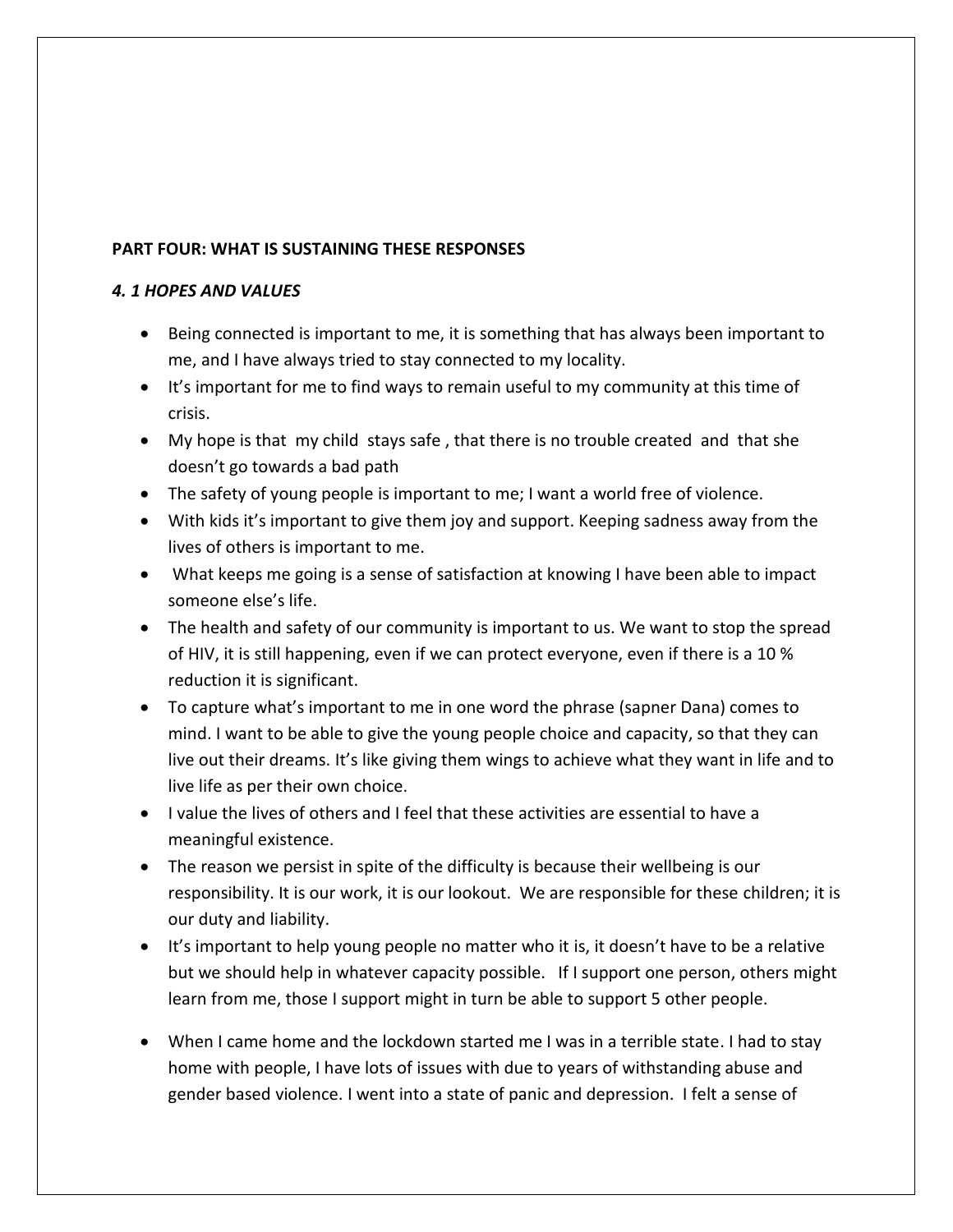**PART FOUR: WHAT IS SUSTAINING THESE RESPONSES**

***4. 1 HOPES AND VALUES***

- Being connected is important to me, it is something that has always been important to me, and I have always tried to stay connected to my locality.
- It's important for me to find ways to remain useful to my community at this time of crisis.
- My hope is that my child stays safe , that there is no trouble created and that she doesn't go towards a bad path
- The safety of young people is important to me; I want a world free of violence.
- With kids it's important to give them joy and support. Keeping sadness away from the lives of others is important to me.
- What keeps me going is a sense of satisfaction at knowing I have been able to impact someone else's life.
- The health and safety of our community is important to us. We want to stop the spread of HIV, it is still happening, even if we can protect everyone, even if there is a 10 % reduction it is significant.
- To capture what's important to me in one word the phrase (sapner Dana) comes to mind. I want to be able to give the young people choice and capacity, so that they can live out their dreams. It's like giving them wings to achieve what they want in life and to live life as per their own choice.
- I value the lives of others and I feel that these activities are essential to have a meaningful existence.
- The reason we persist in spite of the difficulty is because their wellbeing is our responsibility. It is our work, it is our lookout. We are responsible for these children; it is our duty and liability.
- It's important to help young people no matter who it is, it doesn't have to be a relative but we should help in whatever capacity possible. If I support one person, others might learn from me, those I support might in turn be able to support 5 other people.
- When I came home and the lockdown started me I was in a terrible state. I had to stay home with people, I have lots of issues with due to years of withstanding abuse and gender based violence. I went into a state of panic and depression. I felt a sense of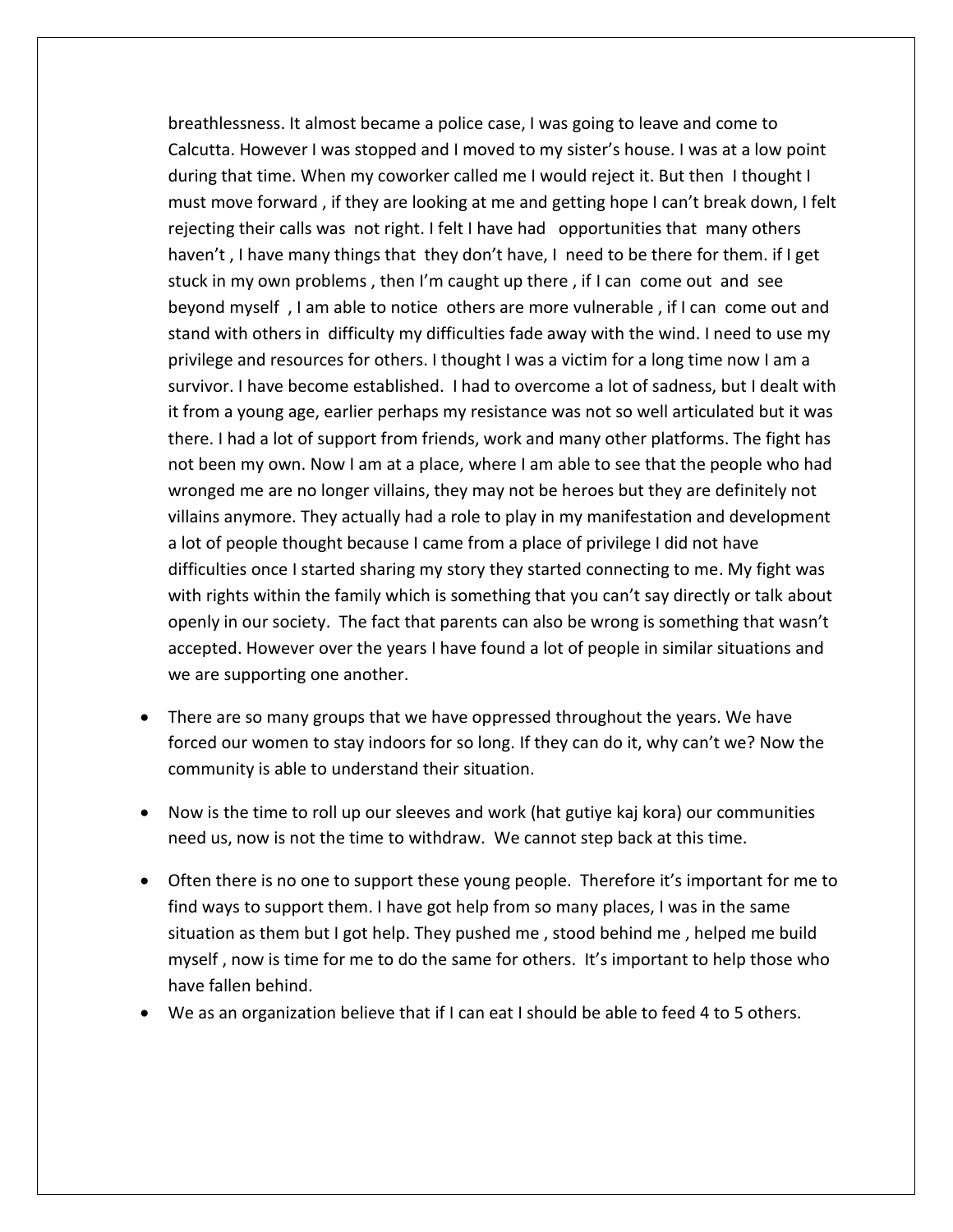breathlessness. It almost became a police case, I was going to leave and come to Calcutta. However I was stopped and I moved to my sister's house. I was at a low point during that time. When my coworker called me I would reject it. But then I thought I must move forward , if they are looking at me and getting hope I can't break down, I felt rejecting their calls was not right. I felt I have had opportunities that many others haven't , I have many things that they don't have, I need to be there for them. if I get stuck in my own problems , then I'm caught up there , if I can come out and see beyond myself , I am able to notice others are more vulnerable , if I can come out and stand with others in difficulty my difficulties fade away with the wind. I need to use my privilege and resources for others. I thought I was a victim for a long time now I am a survivor. I have become established. I had to overcome a lot of sadness, but I dealt with it from a young age, earlier perhaps my resistance was not so well articulated but it was there. I had a lot of support from friends, work and many other platforms. The fight has not been my own. Now I am at a place, where I am able to see that the people who had wronged me are no longer villains, they may not be heroes but they are definitely not villains anymore. They actually had a role to play in my manifestation and development a lot of people thought because I came from a place of privilege I did not have difficulties once I started sharing my story they started connecting to me. My fight was with rights within the family which is something that you can't say directly or talk about openly in our society. The fact that parents can also be wrong is something that wasn't accepted. However over the years I have found a lot of people in similar situations and we are supporting one another.

- There are so many groups that we have oppressed throughout the years. We have forced our women to stay indoors for so long. If they can do it, why can't we? Now the community is able to understand their situation.

- Now is the time to roll up our sleeves and work (hat gutiye kaj kora) our communities need us, now is not the time to withdraw. We cannot step back at this time.

- Often there is no one to support these young people. Therefore it's important for me to find ways to support them. I have got help from so many places, I was in the same situation as them but I got help. They pushed me , stood behind me , helped me build myself , now is time for me to do the same for others. It's important to help those who have fallen behind.
- We as an organization believe that if I can eat I should be able to feed 4 to 5 others.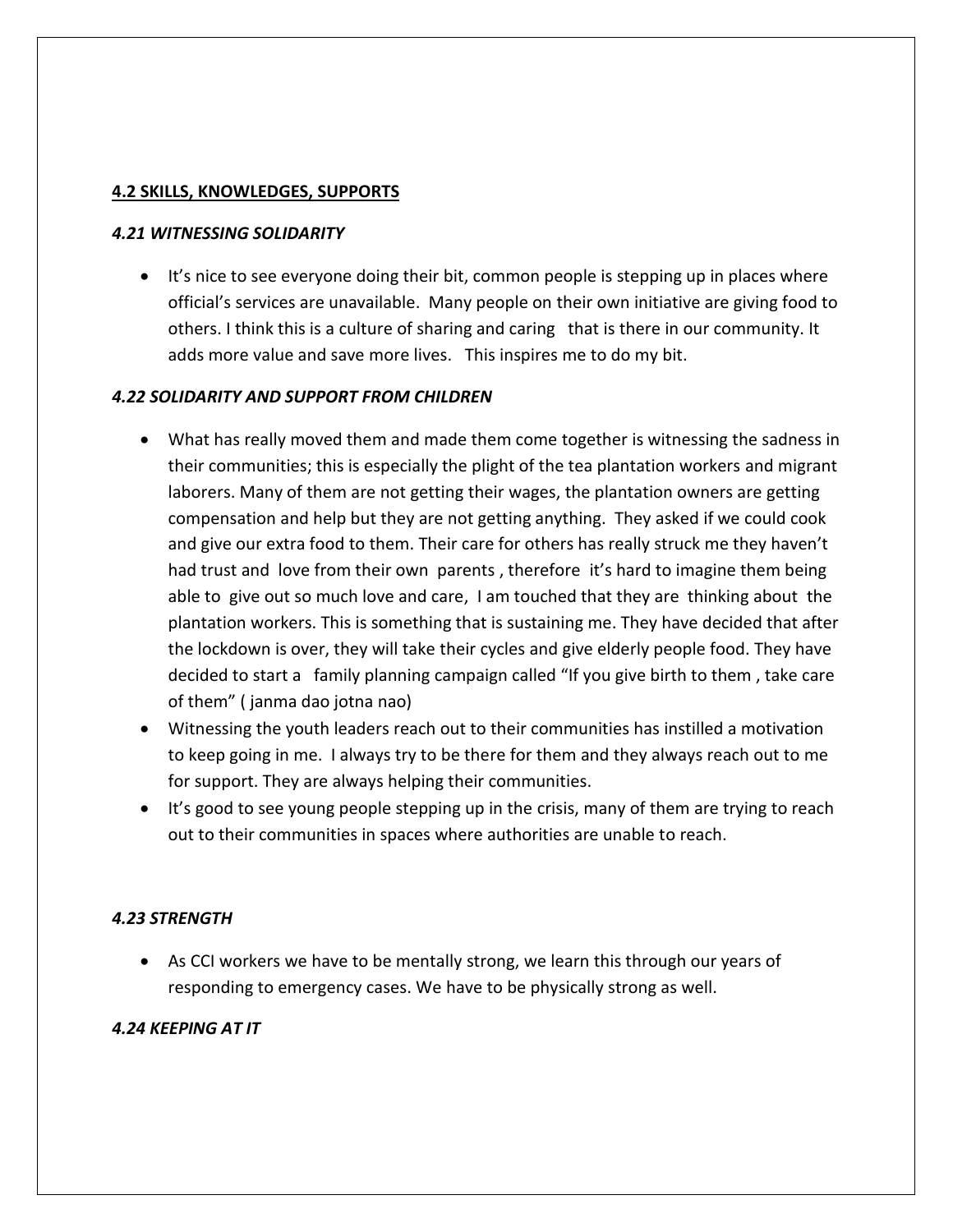## 4.2 SKILLS, KNOWLEDGES, SUPPORTS

### *4.21 WITNESSING SOLIDARITY*

- It's nice to see everyone doing their bit, common people is stepping up in places where official's services are unavailable. Many people on their own initiative are giving food to others. I think this is a culture of sharing and caring that is there in our community. It adds more value and save more lives. This inspires me to do my bit.

### *4.22 SOLIDARITY AND SUPPORT FROM CHILDREN*

- What has really moved them and made them come together is witnessing the sadness in their communities; this is especially the plight of the tea plantation workers and migrant laborers. Many of them are not getting their wages, the plantation owners are getting compensation and help but they are not getting anything. They asked if we could cook and give our extra food to them. Their care for others has really struck me they haven't had trust and love from their own parents , therefore it's hard to imagine them being able to give out so much love and care, I am touched that they are thinking about the plantation workers. This is something that is sustaining me. They have decided that after the lockdown is over, they will take their cycles and give elderly people food. They have decided to start a family planning campaign called "If you give birth to them , take care of them" ( janma dao jotna nao)
- Witnessing the youth leaders reach out to their communities has instilled a motivation to keep going in me. I always try to be there for them and they always reach out to me for support. They are always helping their communities.
- It's good to see young people stepping up in the crisis, many of them are trying to reach out to their communities in spaces where authorities are unable to reach.

### *4.23 STRENGTH*

- As CCI workers we have to be mentally strong, we learn this through our years of responding to emergency cases. We have to be physically strong as well.

### *4.24 KEEPING AT IT*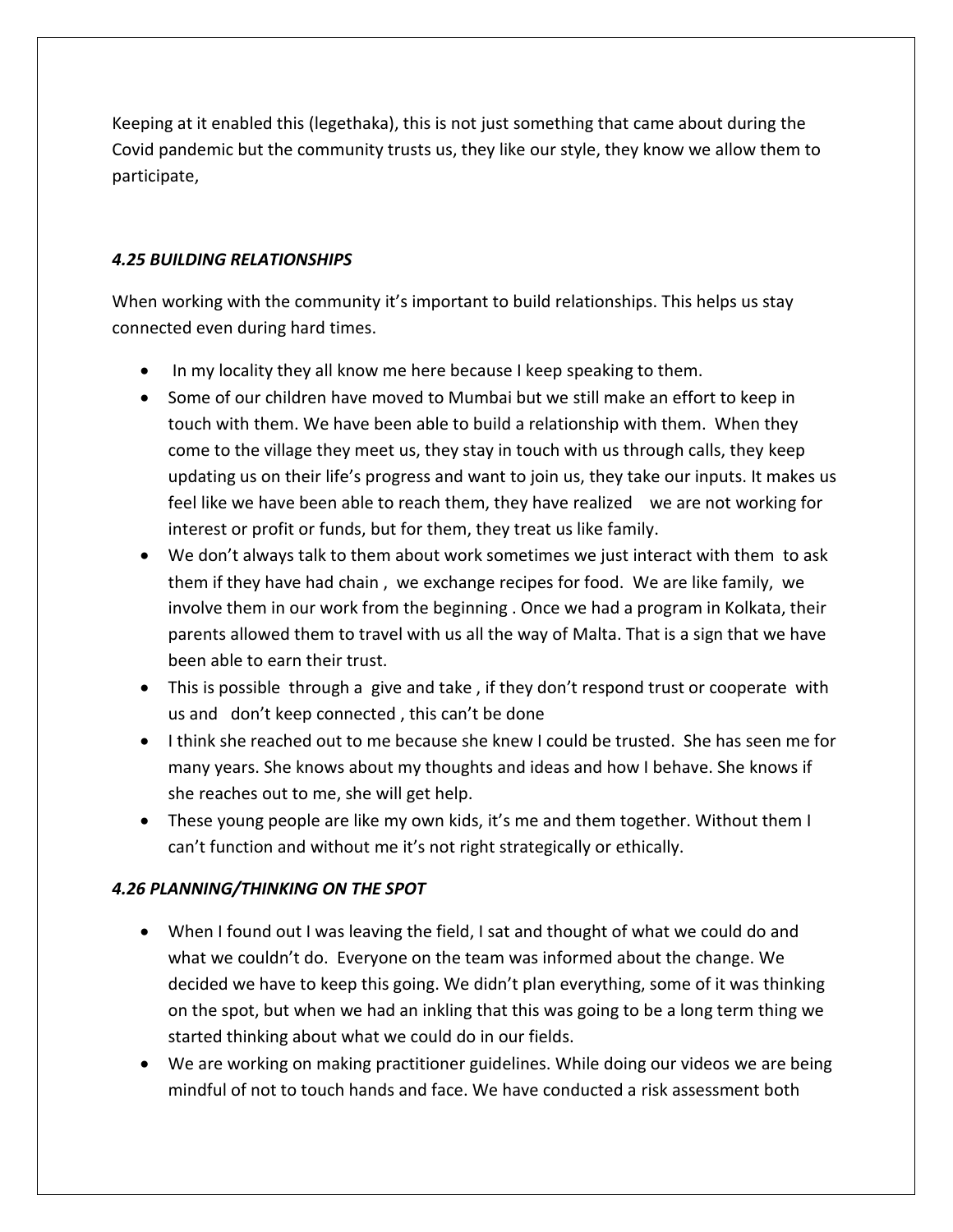Keeping at it enabled this (legethaka), this is not just something that came about during the Covid pandemic but the community trusts us, they like our style, they know we allow them to participate,

#### *4.25 BUILDING RELATIONSHIPS*

When working with the community it's important to build relationships. This helps us stay connected even during hard times.

- In my locality they all know me here because I keep speaking to them.
- Some of our children have moved to Mumbai but we still make an effort to keep in touch with them. We have been able to build a relationship with them. When they come to the village they meet us, they stay in touch with us through calls, they keep updating us on their life's progress and want to join us, they take our inputs. It makes us feel like we have been able to reach them, they have realized we are not working for interest or profit or funds, but for them, they treat us like family.
- We don't always talk to them about work sometimes we just interact with them to ask them if they have had chain , we exchange recipes for food. We are like family, we involve them in our work from the beginning . Once we had a program in Kolkata, their parents allowed them to travel with us all the way of Malta. That is a sign that we have been able to earn their trust.
- This is possible through a give and take , if they don't respond trust or cooperate with us and don't keep connected , this can't be done
- I think she reached out to me because she knew I could be trusted. She has seen me for many years. She knows about my thoughts and ideas and how I behave. She knows if she reaches out to me, she will get help.
- These young people are like my own kids, it's me and them together. Without them I can't function and without me it's not right strategically or ethically.

#### *4.26 PLANNING/THINKING ON THE SPOT*

- When I found out I was leaving the field, I sat and thought of what we could do and what we couldn't do. Everyone on the team was informed about the change. We decided we have to keep this going. We didn't plan everything, some of it was thinking on the spot, but when we had an inkling that this was going to be a long term thing we started thinking about what we could do in our fields.
- We are working on making practitioner guidelines. While doing our videos we are being mindful of not to touch hands and face. We have conducted a risk assessment both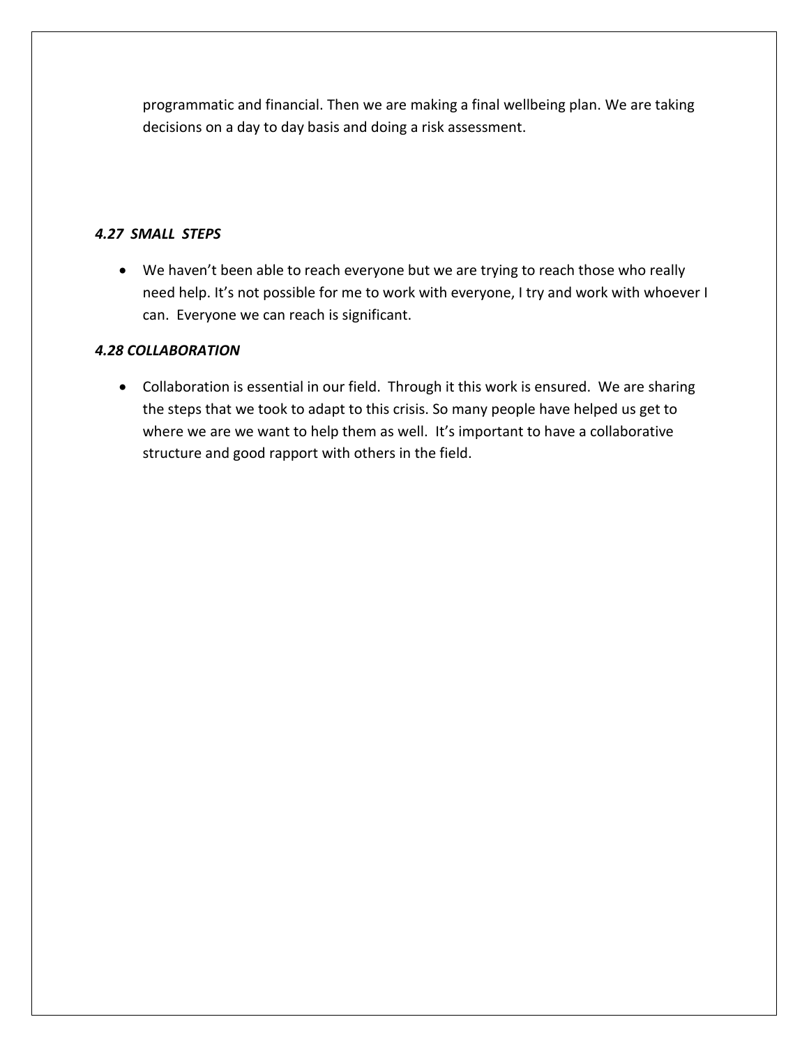programmatic and financial. Then we are making a final wellbeing plan. We are taking decisions on a day to day basis and doing a risk assessment.

#### *4.27 SMALL STEPS*

- We haven't been able to reach everyone but we are trying to reach those who really need help. It's not possible for me to work with everyone, I try and work with whoever I can. Everyone we can reach is significant.

#### *4.28 COLLABORATION*

- Collaboration is essential in our field. Through it this work is ensured. We are sharing the steps that we took to adapt to this crisis. So many people have helped us get to where we are we want to help them as well. It's important to have a collaborative structure and good rapport with others in the field.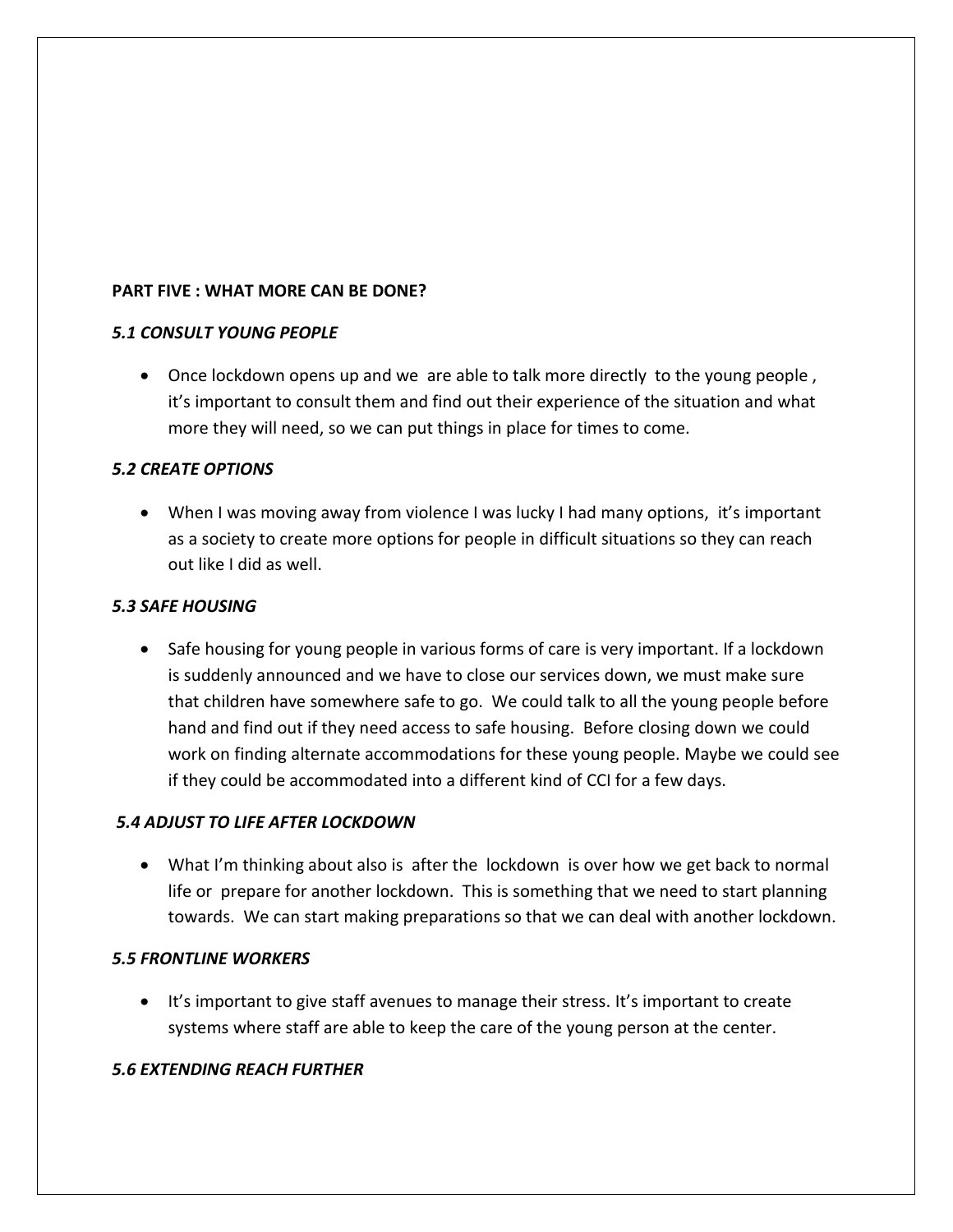## PART FIVE : WHAT MORE CAN BE DONE?

### *5.1 CONSULT YOUNG PEOPLE*

- Once lockdown opens up and we are able to talk more directly to the young people , it's important to consult them and find out their experience of the situation and what more they will need, so we can put things in place for times to come.

### *5.2 CREATE OPTIONS*

- When I was moving away from violence I was lucky I had many options, it's important as a society to create more options for people in difficult situations so they can reach out like I did as well.

### *5.3 SAFE HOUSING*

- Safe housing for young people in various forms of care is very important. If a lockdown is suddenly announced and we have to close our services down, we must make sure that children have somewhere safe to go. We could talk to all the young people before hand and find out if they need access to safe housing. Before closing down we could work on finding alternate accommodations for these young people. Maybe we could see if they could be accommodated into a different kind of CCI for a few days.

### *5.4 ADJUST TO LIFE AFTER LOCKDOWN*

- What I'm thinking about also is after the lockdown is over how we get back to normal life or prepare for another lockdown. This is something that we need to start planning towards. We can start making preparations so that we can deal with another lockdown.

### *5.5 FRONTLINE WORKERS*

- It's important to give staff avenues to manage their stress. It's important to create systems where staff are able to keep the care of the young person at the center.

### *5.6 EXTENDING REACH FURTHER*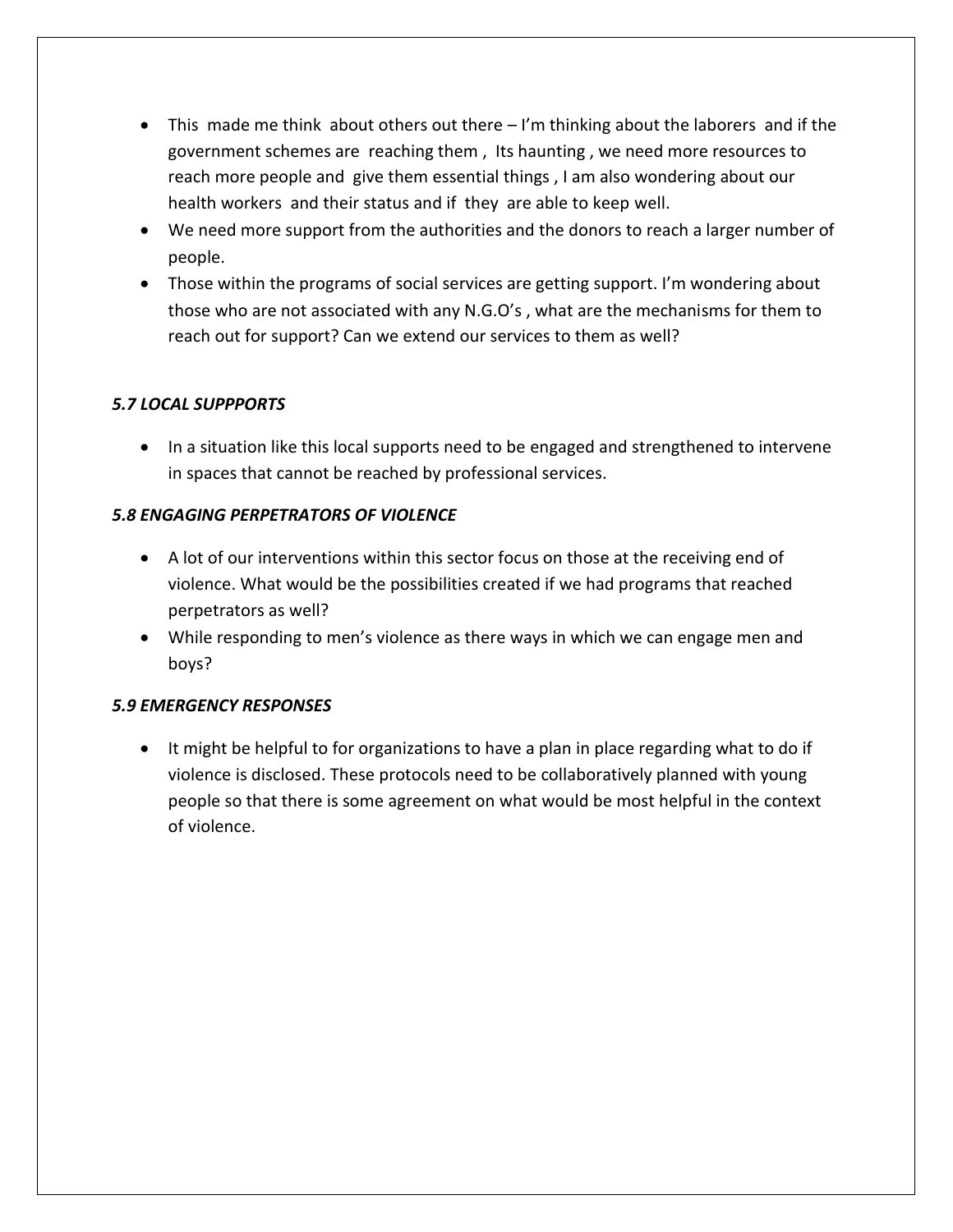- This made me think about others out there – I'm thinking about the laborers and if the government schemes are reaching them , Its haunting , we need more resources to reach more people and give them essential things , I am also wondering about our health workers and their status and if they are able to keep well.
- We need more support from the authorities and the donors to reach a larger number of people.
- Those within the programs of social services are getting support. I'm wondering about those who are not associated with any N.G.O's , what are the mechanisms for them to reach out for support? Can we extend our services to them as well?

### *5.7 LOCAL SUPPPORTS*

- In a situation like this local supports need to be engaged and strengthened to intervene in spaces that cannot be reached by professional services.

### *5.8 ENGAGING PERPETRATORS OF VIOLENCE*

- A lot of our interventions within this sector focus on those at the receiving end of violence. What would be the possibilities created if we had programs that reached perpetrators as well?
- While responding to men's violence as there ways in which we can engage men and boys?

### *5.9 EMERGENCY RESPONSES*

- It might be helpful to for organizations to have a plan in place regarding what to do if violence is disclosed. These protocols need to be collaboratively planned with young people so that there is some agreement on what would be most helpful in the context of violence.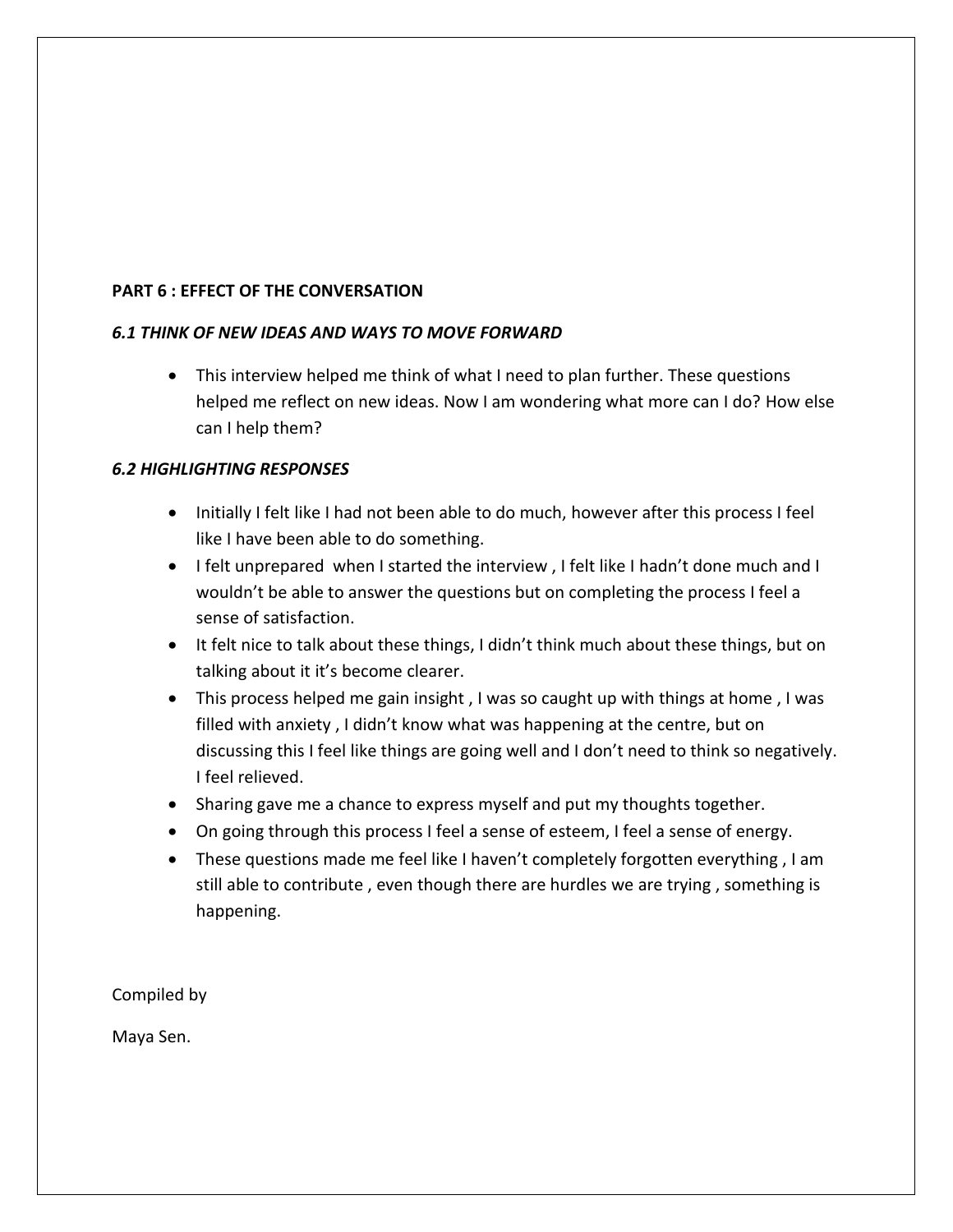**PART 6 : EFFECT OF THE CONVERSATION**

***6.1 THINK OF NEW IDEAS AND WAYS TO MOVE FORWARD***

- This interview helped me think of what I need to plan further. These questions helped me reflect on new ideas. Now I am wondering what more can I do? How else can I help them?

***6.2 HIGHLIGHTING RESPONSES***

- Initially I felt like I had not been able to do much, however after this process I feel like I have been able to do something.
- I felt unprepared when I started the interview , I felt like I hadn't done much and I wouldn't be able to answer the questions but on completing the process I feel a sense of satisfaction.
- It felt nice to talk about these things, I didn't think much about these things, but on talking about it it's become clearer.
- This process helped me gain insight , I was so caught up with things at home , I was filled with anxiety , I didn't know what was happening at the centre, but on discussing this I feel like things are going well and I don't need to think so negatively. I feel relieved.
- Sharing gave me a chance to express myself and put my thoughts together.
- On going through this process I feel a sense of esteem, I feel a sense of energy.
- These questions made me feel like I haven't completely forgotten everything , I am still able to contribute , even though there are hurdles we are trying , something is happening.

Compiled by

Maya Sen.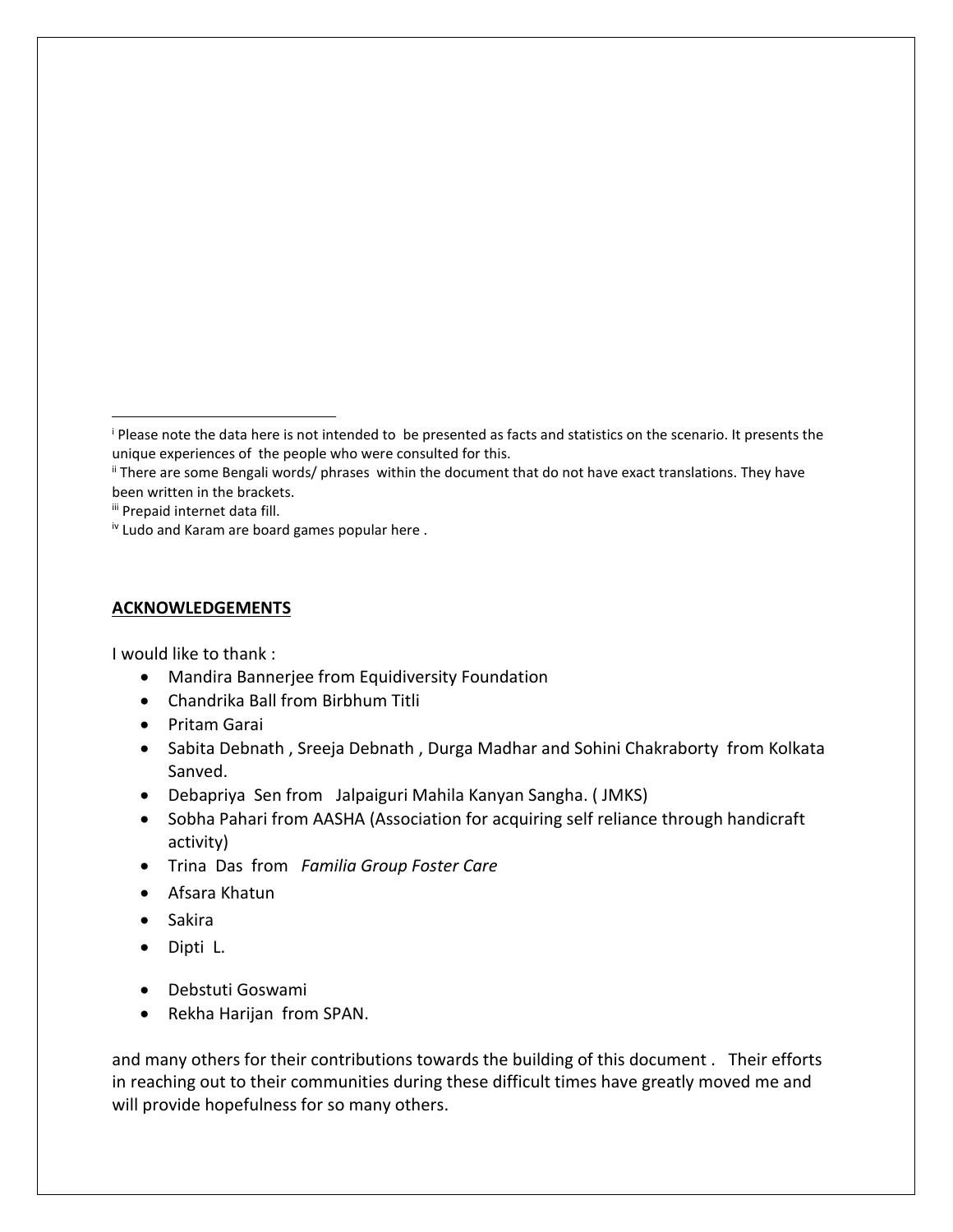[i] Please note the data here is not intended to be presented as facts and statistics on the scenario. It presents the unique experiences of the people who were consulted for this.

[ii] There are some Bengali words/ phrases within the document that do not have exact translations. They have been written in the brackets.

[iii] Prepaid internet data fill.

[iv] Ludo and Karam are board games popular here .

**ACKNOWLEDGEMENTS**

I would like to thank :

- Mandira Bannerjee from Equidiversity Foundation
- Chandrika Ball from Birbhum Titli
- Pritam Garai
- Sabita Debnath , Sreeja Debnath , Durga Madhar and Sohini Chakraborty from Kolkata Sanved.
- Debapriya Sen from Jalpaiguri Mahila Kanyan Sangha. ( JMKS)
- Sobha Pahari from AASHA (Association for acquiring self reliance through handicraft activity)
- Trina Das from *Familia Group Foster Care*
- Afsara Khatun
- Sakira
- Dipti L.
- Debstuti Goswami
- Rekha Harijan from SPAN.

and many others for their contributions towards the building of this document . Their efforts in reaching out to their communities during these difficult times have greatly moved me and will provide hopefulness for so many others.